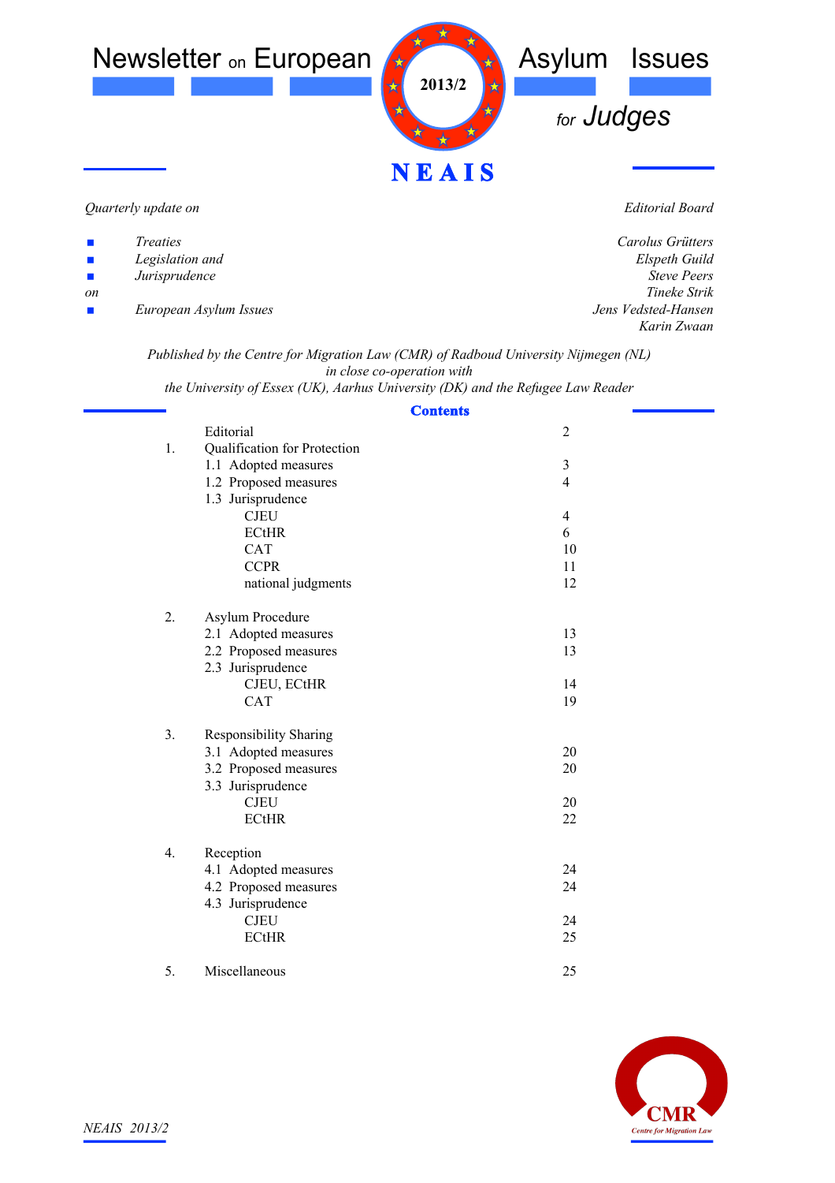# Newsletter on European Asylum Issues for Judges

**2013/2**

**NEAIS**

*Quarterly update on*

- *Treaties*
- *Legislation and*
- *Jurisprudence*

*on*

- *European Asylum Issues*

*Editorial Board*

*Carolus Grütters*
*Elspeth Guild*
*Steve Peers*
*Tineke Strik*
*Jens Vedsted-Hansen*
*Karin Zwaan*

*Published by the Centre for Migration Law (CMR) of Radboud University Nijmegen (NL)*
*in close co-operation with*
*the University of Essex (UK), Aarhus University (DK) and the Refugee Law Reader*

## Contents

| | | |
|---|---|---|
| | Editorial | 2 |
| 1. | Qualification for Protection | |
| | 1.1 Adopted measures | 3 |
| | 1.2 Proposed measures | 4 |
| | 1.3 Jurisprudence | |
| | CJEU | 4 |
| | ECtHR | 6 |
| | CAT | 10 |
| | CCPR | 11 |
| | national judgments | 12 |
| 2. | Asylum Procedure | |
| | 2.1 Adopted measures | 13 |
| | 2.2 Proposed measures | 13 |
| | 2.3 Jurisprudence | |
| | CJEU, ECtHR | 14 |
| | CAT | 19 |
| 3. | Responsibility Sharing | |
| | 3.1 Adopted measures | 20 |
| | 3.2 Proposed measures | 20 |
| | 3.3 Jurisprudence | |
| | CJEU | 20 |
| | ECtHR | 22 |
| 4. | Reception | |
| | 4.1 Adopted measures | 24 |
| | 4.2 Proposed measures | 24 |
| | 4.3 Jurisprudence | |
| | CJEU | 24 |
| | ECtHR | 25 |
| 5. | Miscellaneous | 25 |

CMR
Centre for Migration Law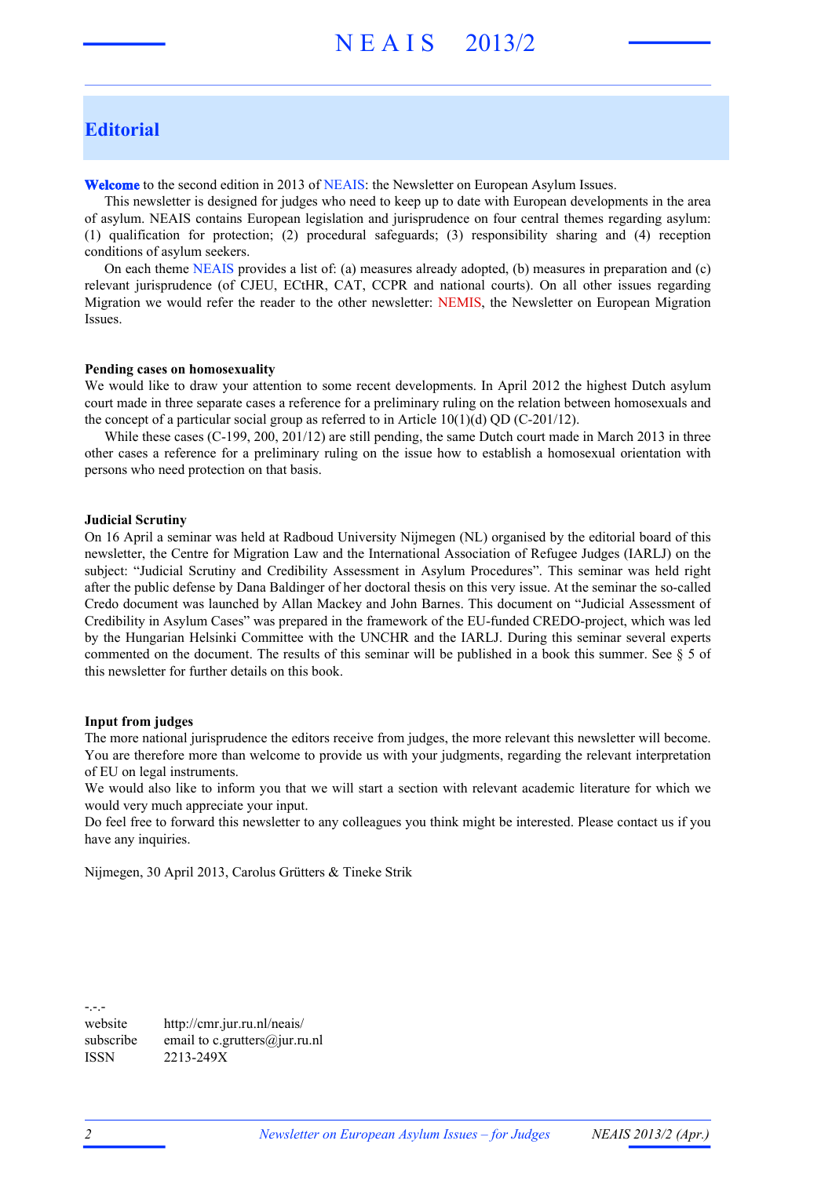## Editorial

**Welcome** to the second edition in 2013 of NEAIS: the Newsletter on European Asylum Issues.

This newsletter is designed for judges who need to keep up to date with European developments in the area of asylum. NEAIS contains European legislation and jurisprudence on four central themes regarding asylum: (1) qualification for protection; (2) procedural safeguards; (3) responsibility sharing and (4) reception conditions of asylum seekers.

On each theme NEAIS provides a list of: (a) measures already adopted, (b) measures in preparation and (c) relevant jurisprudence (of CJEU, ECtHR, CAT, CCPR and national courts). On all other issues regarding Migration we would refer the reader to the other newsletter: NEMIS, the Newsletter on European Migration Issues.

**Pending cases on homosexuality**

We would like to draw your attention to some recent developments. In April 2012 the highest Dutch asylum court made in three separate cases a reference for a preliminary ruling on the relation between homosexuals and the concept of a particular social group as referred to in Article 10(1)(d) QD (C-201/12).

While these cases (C-199, 200, 201/12) are still pending, the same Dutch court made in March 2013 in three other cases a reference for a preliminary ruling on the issue how to establish a homosexual orientation with persons who need protection on that basis.

**Judicial Scrutiny**

On 16 April a seminar was held at Radboud University Nijmegen (NL) organised by the editorial board of this newsletter, the Centre for Migration Law and the International Association of Refugee Judges (IARLJ) on the subject: "Judicial Scrutiny and Credibility Assessment in Asylum Procedures". This seminar was held right after the public defense by Dana Baldinger of her doctoral thesis on this very issue. At the seminar the so-called Credo document was launched by Allan Mackey and John Barnes. This document on "Judicial Assessment of Credibility in Asylum Cases" was prepared in the framework of the EU-funded CREDO-project, which was led by the Hungarian Helsinki Committee with the UNCHR and the IARLJ. During this seminar several experts commented on the document. The results of this seminar will be published in a book this summer. See § 5 of this newsletter for further details on this book.

**Input from judges**

The more national jurisprudence the editors receive from judges, the more relevant this newsletter will become. You are therefore more than welcome to provide us with your judgments, regarding the relevant interpretation of EU on legal instruments.

We would also like to inform you that we will start a section with relevant academic literature for which we would very much appreciate your input.

Do feel free to forward this newsletter to any colleagues you think might be interested. Please contact us if you have any inquiries.

Nijmegen, 30 April 2013, Carolus Grütters & Tineke Strik

-.-.-

| | |
|---|---|
| website | http://cmr.jur.ru.nl/neais/ |
| subscribe | email to c.grutters@jur.ru.nl |
| ISSN | 2213-249X |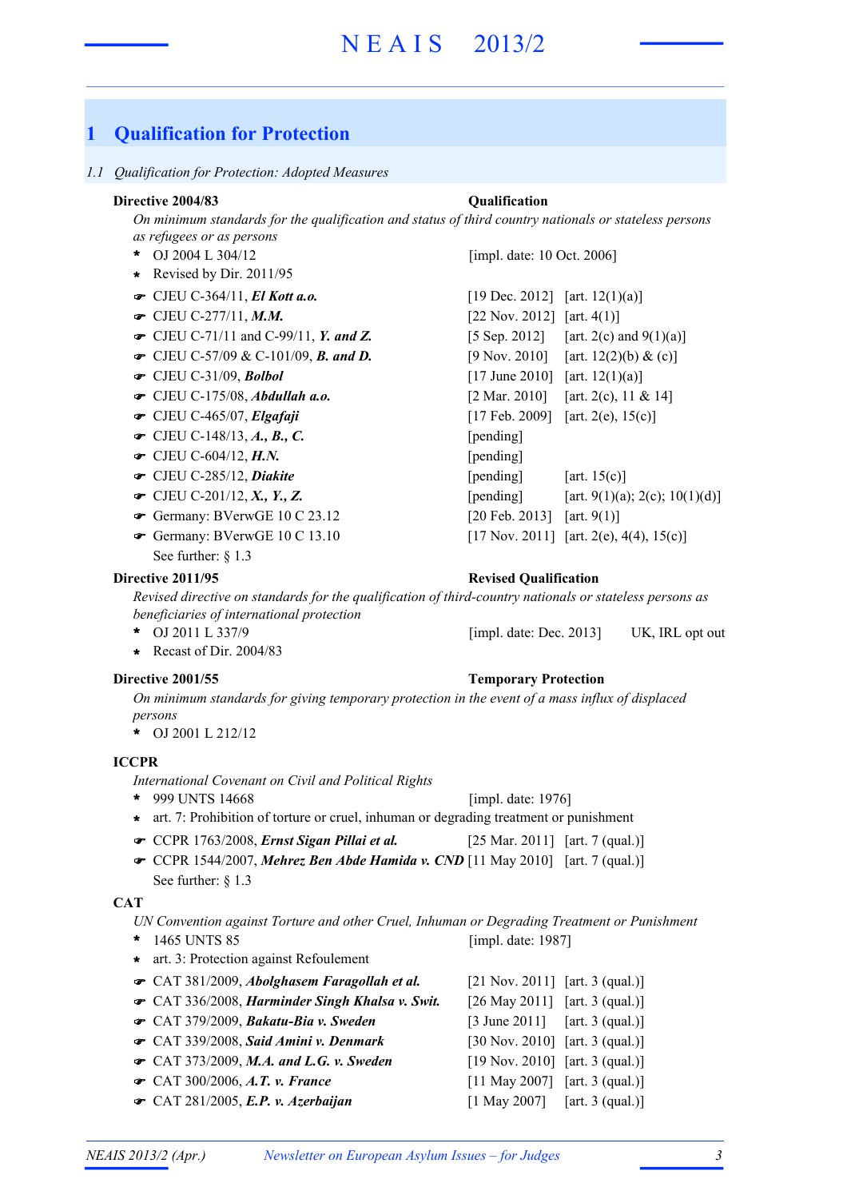# 1 Qualification for Protection

## 1.1 Qualification for Protection: Adopted Measures

**Directive 2004/83** — **Qualification**

*On minimum standards for the qualification and status of third country nationals or stateless persons as refugees or as persons*

- OJ 2004 L 304/12 — [impl. date: 10 Oct. 2006]
- Revised by Dir. 2011/95
- ☛ CJEU C-364/11, ***El Kott a.o.*** — [19 Dec. 2012] [art. 12(1)(a)]
- ☛ CJEU C-277/11, ***M.M.*** — [22 Nov. 2012] [art. 4(1)]
- ☛ CJEU C-71/11 and C-99/11, ***Y. and Z.*** — [5 Sep. 2012] [art. 2(c) and 9(1)(a)]
- ☛ CJEU C-57/09 & C-101/09, ***B. and D.*** — [9 Nov. 2010] [art. 12(2)(b) & (c)]
- ☛ CJEU C-31/09, ***Bolbol*** — [17 June 2010] [art. 12(1)(a)]
- ☛ CJEU C-175/08, ***Abdullah a.o.*** — [2 Mar. 2010] [art. 2(c), 11 & 14]
- ☛ CJEU C-465/07, ***Elgafaji*** — [17 Feb. 2009] [art. 2(e), 15(c)]
- ☛ CJEU C-148/13, ***A., B., C.*** — [pending]
- ☛ CJEU C-604/12, ***H.N.*** — [pending]
- ☛ CJEU C-285/12, ***Diakite*** — [pending] [art. 15(c)]
- ☛ CJEU C-201/12, ***X., Y., Z.*** — [pending] [art. 9(1)(a); 2(c); 10(1)(d)]
- ☛ Germany: BVerwGE 10 C 23.12 — [20 Feb. 2013] [art. 9(1)]
- ☛ Germany: BVerwGE 10 C 13.10 — [17 Nov. 2011] [art. 2(e), 4(4), 15(c)]

See further: § 1.3

**Directive 2011/95** — **Revised Qualification**

*Revised directive on standards for the qualification of third-country nationals or stateless persons as beneficiaries of international protection*

- OJ 2011 L 337/9 — [impl. date: Dec. 2013] UK, IRL opt out
- Recast of Dir. 2004/83

**Directive 2001/55** — **Temporary Protection**

*On minimum standards for giving temporary protection in the event of a mass influx of displaced persons*

- OJ 2001 L 212/12

**ICCPR**

*International Covenant on Civil and Political Rights*

- 999 UNTS 14668 — [impl. date: 1976]
- art. 7: Prohibition of torture or cruel, inhuman or degrading treatment or punishment
- ☛ CCPR 1763/2008, ***Ernst Sigan Pillai et al.*** — [25 Mar. 2011] [art. 7 (qual.)]
- ☛ CCPR 1544/2007, ***Mehrez Ben Abde Hamida v. CND*** — [11 May 2010] [art. 7 (qual.)]

See further: § 1.3

**CAT**

*UN Convention against Torture and other Cruel, Inhuman or Degrading Treatment or Punishment*

- 1465 UNTS 85 — [impl. date: 1987]
- art. 3: Protection against Refoulement
- ☛ CAT 381/2009, ***Abolghasem Faragollah et al.*** — [21 Nov. 2011] [art. 3 (qual.)]
- ☛ CAT 336/2008, ***Harminder Singh Khalsa v. Swit.*** — [26 May 2011] [art. 3 (qual.)]
- ☛ CAT 379/2009, ***Bakatu-Bia v. Sweden*** — [3 June 2011] [art. 3 (qual.)]
- ☛ CAT 339/2008, ***Said Amini v. Denmark*** — [30 Nov. 2010] [art. 3 (qual.)]
- ☛ CAT 373/2009, ***M.A. and L.G. v. Sweden*** — [19 Nov. 2010] [art. 3 (qual.)]
- ☛ CAT 300/2006, ***A.T. v. France*** — [11 May 2007] [art. 3 (qual.)]
- ☛ CAT 281/2005, ***E.P. v. Azerbaijan*** — [1 May 2007] [art. 3 (qual.)]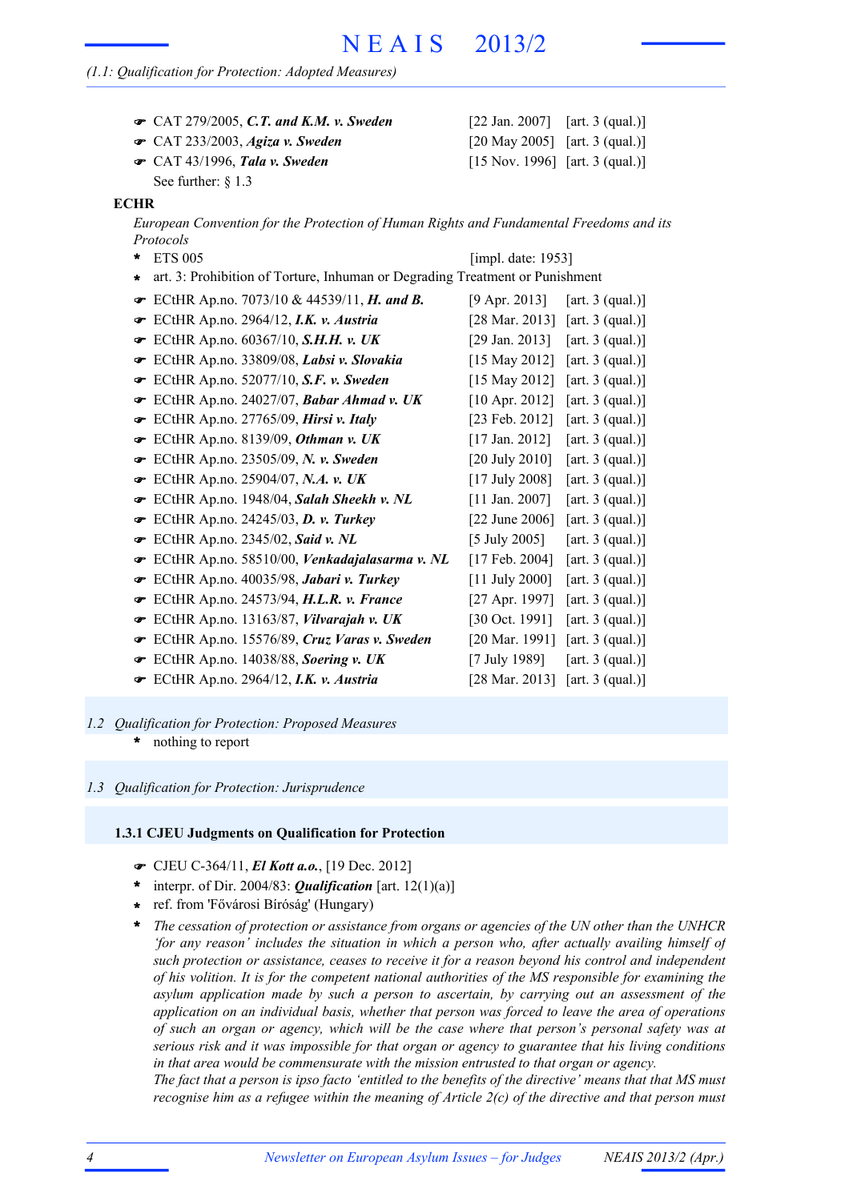(1.1: Qualification for Protection: Adopted Measures)

- ☛ CAT 279/2005, ***C.T. and K.M. v. Sweden*** [22 Jan. 2007] [art. 3 (qual.)]
- ☛ CAT 233/2003, ***Agiza v. Sweden*** [20 May 2005] [art. 3 (qual.)]
- ☛ CAT 43/1996, ***Tala v. Sweden*** [15 Nov. 1996] [art. 3 (qual.)]

See further: § 1.3

**ECHR**

*European Convention for the Protection of Human Rights and Fundamental Freedoms and its Protocols*

- * ETS 005 [impl. date: 1953]
- * art. 3: Prohibition of Torture, Inhuman or Degrading Treatment or Punishment
- ☛ ECtHR Ap.no. 7073/10 & 44539/11, ***H. and B.*** [9 Apr. 2013] [art. 3 (qual.)]
- ☛ ECtHR Ap.no. 2964/12, ***I.K. v. Austria*** [28 Mar. 2013] [art. 3 (qual.)]
- ☛ ECtHR Ap.no. 60367/10, ***S.H.H. v. UK*** [29 Jan. 2013] [art. 3 (qual.)]
- ☛ ECtHR Ap.no. 33809/08, ***Labsi v. Slovakia*** [15 May 2012] [art. 3 (qual.)]
- ☛ ECtHR Ap.no. 52077/10, ***S.F. v. Sweden*** [15 May 2012] [art. 3 (qual.)]
- ☛ ECtHR Ap.no. 24027/07, ***Babar Ahmad v. UK*** [10 Apr. 2012] [art. 3 (qual.)]
- ☛ ECtHR Ap.no. 27765/09, ***Hirsi v. Italy*** [23 Feb. 2012] [art. 3 (qual.)]
- ☛ ECtHR Ap.no. 8139/09, ***Othman v. UK*** [17 Jan. 2012] [art. 3 (qual.)]
- ☛ ECtHR Ap.no. 23505/09, ***N. v. Sweden*** [20 July 2010] [art. 3 (qual.)]
- ☛ ECtHR Ap.no. 25904/07, ***N.A. v. UK*** [17 July 2008] [art. 3 (qual.)]
- ☛ ECtHR Ap.no. 1948/04, ***Salah Sheekh v. NL*** [11 Jan. 2007] [art. 3 (qual.)]
- ☛ ECtHR Ap.no. 24245/03, ***D. v. Turkey*** [22 June 2006] [art. 3 (qual.)]
- ☛ ECtHR Ap.no. 2345/02, ***Said v. NL*** [5 July 2005] [art. 3 (qual.)]
- ☛ ECtHR Ap.no. 58510/00, ***Venkadajalasarma v. NL*** [17 Feb. 2004] [art. 3 (qual.)]
- ☛ ECtHR Ap.no. 40035/98, ***Jabari v. Turkey*** [11 July 2000] [art. 3 (qual.)]
- ☛ ECtHR Ap.no. 24573/94, ***H.L.R. v. France*** [27 Apr. 1997] [art. 3 (qual.)]
- ☛ ECtHR Ap.no. 13163/87, ***Vilvarajah v. UK*** [30 Oct. 1991] [art. 3 (qual.)]
- ☛ ECtHR Ap.no. 15576/89, ***Cruz Varas v. Sweden*** [20 Mar. 1991] [art. 3 (qual.)]
- ☛ ECtHR Ap.no. 14038/88, ***Soering v. UK*** [7 July 1989] [art. 3 (qual.)]
- ☛ ECtHR Ap.no. 2964/12, ***I.K. v. Austria*** [28 Mar. 2013] [art. 3 (qual.)]

## *1.2 Qualification for Protection: Proposed Measures*

- * nothing to report

## *1.3 Qualification for Protection: Jurisprudence*

### 1.3.1 CJEU Judgments on Qualification for Protection

- ☛ CJEU C-364/11, ***El Kott a.o.***, [19 Dec. 2012]
- * interpr. of Dir. 2004/83: ***Qualification*** [art. 12(1)(a)]
- * ref. from 'Fővárosi Bíróság' (Hungary)
- * *The cessation of protection or assistance from organs or agencies of the UN other than the UNHCR 'for any reason' includes the situation in which a person who, after actually availing himself of such protection or assistance, ceases to receive it for a reason beyond his control and independent of his volition. It is for the competent national authorities of the MS responsible for examining the asylum application made by such a person to ascertain, by carrying out an assessment of the application on an individual basis, whether that person was forced to leave the area of operations of such an organ or agency, which will be the case where that person's personal safety was at serious risk and it was impossible for that organ or agency to guarantee that his living conditions in that area would be commensurate with the mission entrusted to that organ or agency.*
  *The fact that a person is ipso facto 'entitled to the benefits of the directive' means that that MS must recognise him as a refugee within the meaning of Article 2(c) of the directive and that person must*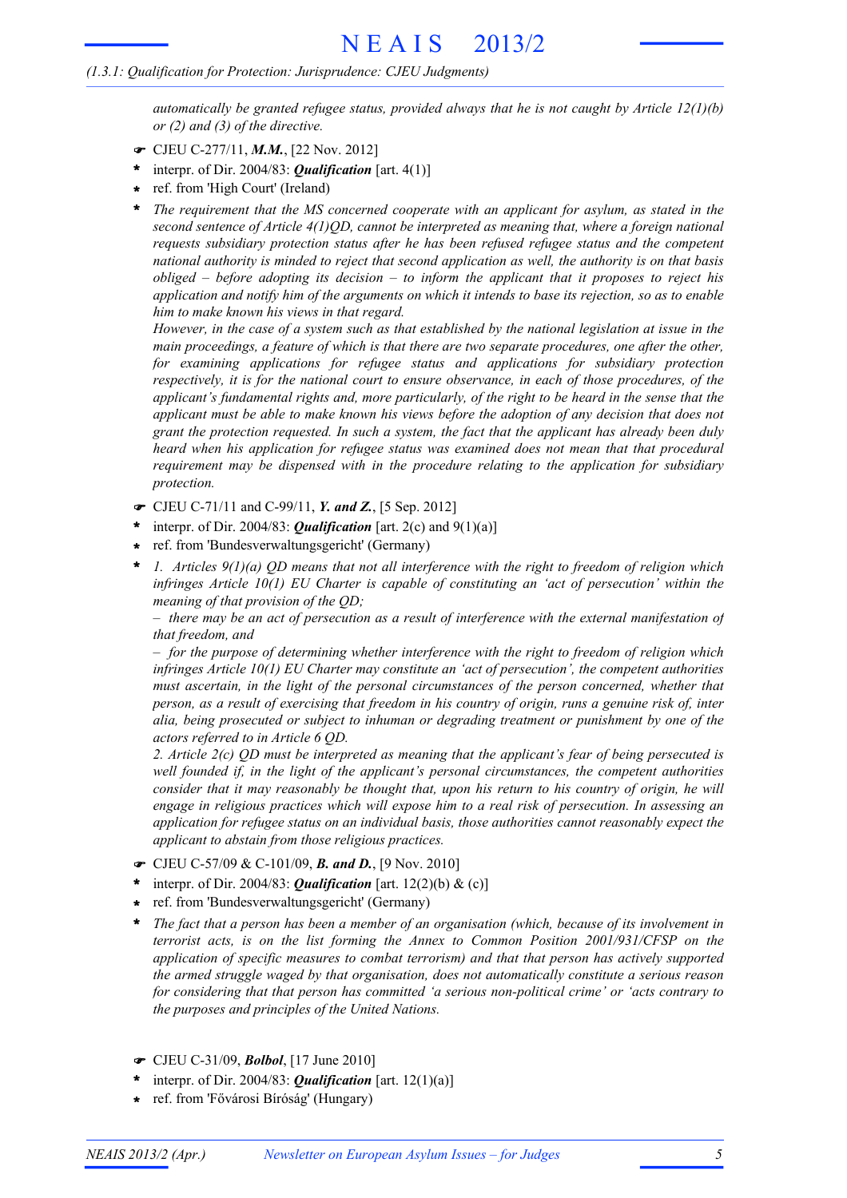*automatically be granted refugee status, provided always that he is not caught by Article 12(1)(b) or (2) and (3) of the directive.*

☛ CJEU C-277/11, ***M.M.***, [22 Nov. 2012]

- interpr. of Dir. 2004/83: ***Qualification*** [art. 4(1)]
- ref. from 'High Court' (Ireland)
- *The requirement that the MS concerned cooperate with an applicant for asylum, as stated in the second sentence of Article 4(1)QD, cannot be interpreted as meaning that, where a foreign national requests subsidiary protection status after he has been refused refugee status and the competent national authority is minded to reject that second application as well, the authority is on that basis obliged – before adopting its decision – to inform the applicant that it proposes to reject his application and notify him of the arguments on which it intends to base its rejection, so as to enable him to make known his views in that regard.*
  *However, in the case of a system such as that established by the national legislation at issue in the main proceedings, a feature of which is that there are two separate procedures, one after the other, for examining applications for refugee status and applications for subsidiary protection respectively, it is for the national court to ensure observance, in each of those procedures, of the applicant's fundamental rights and, more particularly, of the right to be heard in the sense that the applicant must be able to make known his views before the adoption of any decision that does not grant the protection requested. In such a system, the fact that the applicant has already been duly heard when his application for refugee status was examined does not mean that that procedural requirement may be dispensed with in the procedure relating to the application for subsidiary protection.*

☛ CJEU C-71/11 and C-99/11, ***Y. and Z.***, [5 Sep. 2012]

- interpr. of Dir. 2004/83: ***Qualification*** [art. 2(c) and 9(1)(a)]
- ref. from 'Bundesverwaltungsgericht' (Germany)
- *1. Articles 9(1)(a) QD means that not all interference with the right to freedom of religion which infringes Article 10(1) EU Charter is capable of constituting an 'act of persecution' within the meaning of that provision of the QD;*
  *– there may be an act of persecution as a result of interference with the external manifestation of that freedom, and*
  *– for the purpose of determining whether interference with the right to freedom of religion which infringes Article 10(1) EU Charter may constitute an 'act of persecution', the competent authorities must ascertain, in the light of the personal circumstances of the person concerned, whether that person, as a result of exercising that freedom in his country of origin, runs a genuine risk of, inter alia, being prosecuted or subject to inhuman or degrading treatment or punishment by one of the actors referred to in Article 6 QD.*
  *2. Article 2(c) QD must be interpreted as meaning that the applicant's fear of being persecuted is well founded if, in the light of the applicant's personal circumstances, the competent authorities consider that it may reasonably be thought that, upon his return to his country of origin, he will engage in religious practices which will expose him to a real risk of persecution. In assessing an application for refugee status on an individual basis, those authorities cannot reasonably expect the applicant to abstain from those religious practices.*

☛ CJEU C-57/09 & C-101/09, ***B. and D.***, [9 Nov. 2010]

- interpr. of Dir. 2004/83: ***Qualification*** [art. 12(2)(b) & (c)]
- ref. from 'Bundesverwaltungsgericht' (Germany)
- *The fact that a person has been a member of an organisation (which, because of its involvement in terrorist acts, is on the list forming the Annex to Common Position 2001/931/CFSP on the application of specific measures to combat terrorism) and that that person has actively supported the armed struggle waged by that organisation, does not automatically constitute a serious reason for considering that that person has committed 'a serious non-political crime' or 'acts contrary to the purposes and principles of the United Nations.*

☛ CJEU C-31/09, ***Bolbol***, [17 June 2010]

- interpr. of Dir. 2004/83: ***Qualification*** [art. 12(1)(a)]
- ref. from 'Fővárosi Bíróság' (Hungary)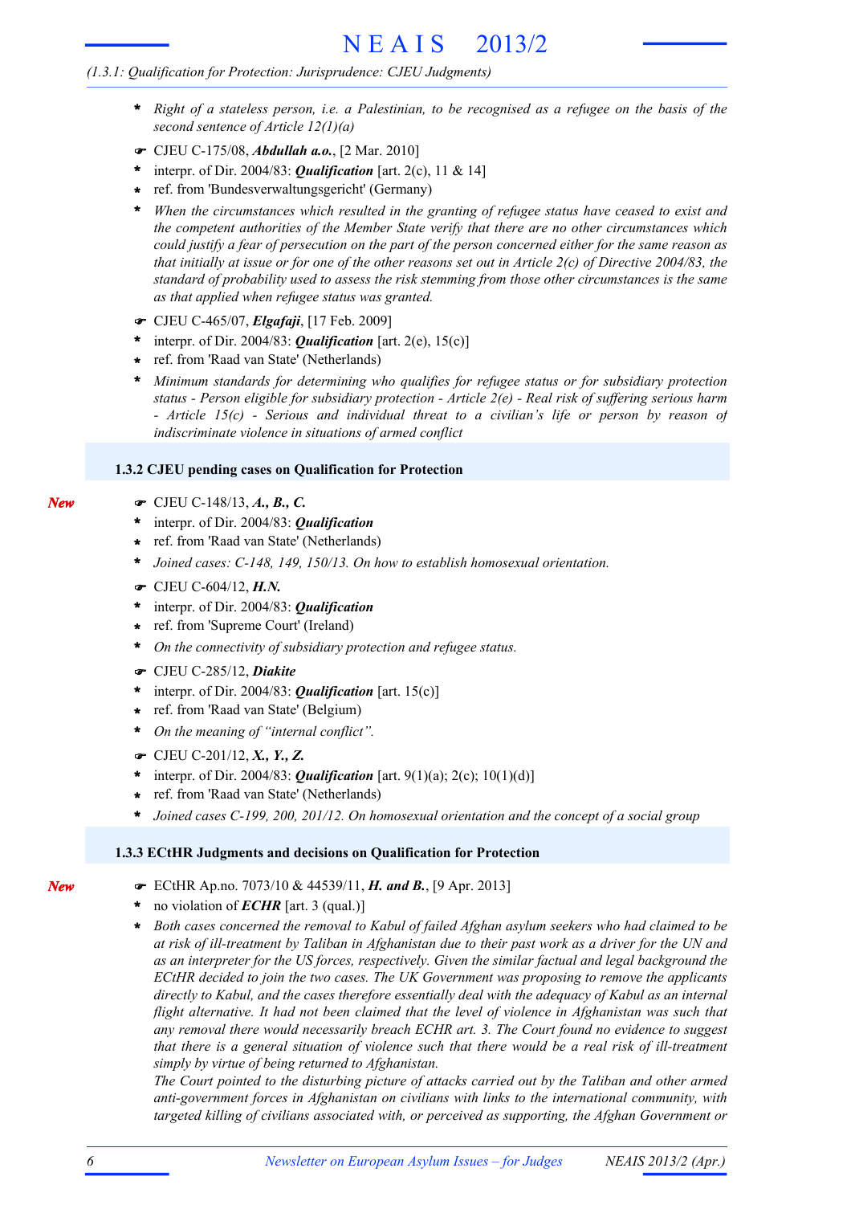- *Right of a stateless person, i.e. a Palestinian, to be recognised as a refugee on the basis of the second sentence of Article 12(1)(a)*

☛ CJEU C-175/08, ***Abdullah a.o.***, [2 Mar. 2010]

- interpr. of Dir. 2004/83: ***Qualification*** [art. 2(c), 11 & 14]
- ref. from 'Bundesverwaltungsgericht' (Germany)
- *When the circumstances which resulted in the granting of refugee status have ceased to exist and the competent authorities of the Member State verify that there are no other circumstances which could justify a fear of persecution on the part of the person concerned either for the same reason as that initially at issue or for one of the other reasons set out in Article 2(c) of Directive 2004/83, the standard of probability used to assess the risk stemming from those other circumstances is the same as that applied when refugee status was granted.*

☛ CJEU C-465/07, ***Elgafaji***, [17 Feb. 2009]

- interpr. of Dir. 2004/83: ***Qualification*** [art. 2(e), 15(c)]
- ref. from 'Raad van State' (Netherlands)
- *Minimum standards for determining who qualifies for refugee status or for subsidiary protection status - Person eligible for subsidiary protection - Article 2(e) - Real risk of suffering serious harm - Article 15(c) - Serious and individual threat to a civilian's life or person by reason of indiscriminate violence in situations of armed conflict*

### 1.3.2 CJEU pending cases on Qualification for Protection

*New*

☛ CJEU C-148/13, ***A., B., C.***

- interpr. of Dir. 2004/83: ***Qualification***
- ref. from 'Raad van State' (Netherlands)
- *Joined cases: C-148, 149, 150/13. On how to establish homosexual orientation.*

☛ CJEU C-604/12, ***H.N.***

- interpr. of Dir. 2004/83: ***Qualification***
- ref. from 'Supreme Court' (Ireland)
- *On the connectivity of subsidiary protection and refugee status.*

☛ CJEU C-285/12, ***Diakite***

- interpr. of Dir. 2004/83: ***Qualification*** [art. 15(c)]
- ref. from 'Raad van State' (Belgium)
- *On the meaning of "internal conflict".*

☛ CJEU C-201/12, ***X., Y., Z.***

- interpr. of Dir. 2004/83: ***Qualification*** [art. 9(1)(a); 2(c); 10(1)(d)]
- ref. from 'Raad van State' (Netherlands)
- *Joined cases C-199, 200, 201/12. On homosexual orientation and the concept of a social group*

### 1.3.3 ECtHR Judgments and decisions on Qualification for Protection

*New*

☛ ECtHR Ap.no. 7073/10 & 44539/11, ***H. and B.***, [9 Apr. 2013]

- no violation of ***ECHR*** [art. 3 (qual.)]
- *Both cases concerned the removal to Kabul of failed Afghan asylum seekers who had claimed to be at risk of ill-treatment by Taliban in Afghanistan due to their past work as a driver for the UN and as an interpreter for the US forces, respectively. Given the similar factual and legal background the ECtHR decided to join the two cases. The UK Government was proposing to remove the applicants directly to Kabul, and the cases therefore essentially deal with the adequacy of Kabul as an internal flight alternative. It had not been claimed that the level of violence in Afghanistan was such that any removal there would necessarily breach ECHR art. 3. The Court found no evidence to suggest that there is a general situation of violence such that there would be a real risk of ill-treatment simply by virtue of being returned to Afghanistan.*
  *The Court pointed to the disturbing picture of attacks carried out by the Taliban and other armed anti-government forces in Afghanistan on civilians with links to the international community, with targeted killing of civilians associated with, or perceived as supporting, the Afghan Government or*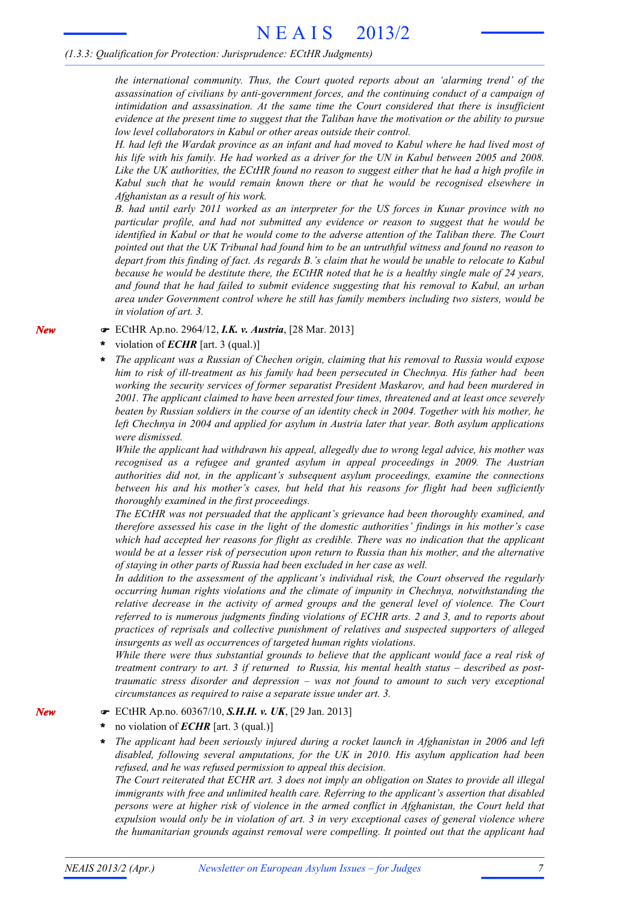*the international community. Thus, the Court quoted reports about an 'alarming trend' of the assassination of civilians by anti-government forces, and the continuing conduct of a campaign of intimidation and assassination. At the same time the Court considered that there is insufficient evidence at the present time to suggest that the Taliban have the motivation or the ability to pursue low level collaborators in Kabul or other areas outside their control.*

*H. had left the Wardak province as an infant and had moved to Kabul where he had lived most of his life with his family. He had worked as a driver for the UN in Kabul between 2005 and 2008. Like the UK authorities, the ECtHR found no reason to suggest either that he had a high profile in Kabul such that he would remain known there or that he would be recognised elsewhere in Afghanistan as a result of his work.*

*B. had until early 2011 worked as an interpreter for the US forces in Kunar province with no particular profile, and had not submitted any evidence or reason to suggest that he would be identified in Kabul or that he would come to the adverse attention of the Taliban there. The Court pointed out that the UK Tribunal had found him to be an untruthful witness and found no reason to depart from this finding of fact. As regards B.'s claim that he would be unable to relocate to Kabul because he would be destitute there, the ECtHR noted that he is a healthy single male of 24 years, and found that he had failed to submit evidence suggesting that his removal to Kabul, an urban area under Government control where he still has family members including two sisters, would be in violation of art. 3.*

*New*

☛ ECtHR Ap.no. 2964/12, ***I.K. v. Austria***, [28 Mar. 2013]

- violation of ***ECHR*** [art. 3 (qual.)]
- *The applicant was a Russian of Chechen origin, claiming that his removal to Russia would expose him to risk of ill-treatment as his family had been persecuted in Chechnya. His father had been working the security services of former separatist President Maskarov, and had been murdered in 2001. The applicant claimed to have been arrested four times, threatened and at least once severely beaten by Russian soldiers in the course of an identity check in 2004. Together with his mother, he left Chechnya in 2004 and applied for asylum in Austria later that year. Both asylum applications were dismissed.*

  *While the applicant had withdrawn his appeal, allegedly due to wrong legal advice, his mother was recognised as a refugee and granted asylum in appeal proceedings in 2009. The Austrian authorities did not, in the applicant's subsequent asylum proceedings, examine the connections between his and his mother's cases, but held that his reasons for flight had been sufficiently thoroughly examined in the first proceedings.*

  *The ECtHR was not persuaded that the applicant's grievance had been thoroughly examined, and therefore assessed his case in the light of the domestic authorities' findings in his mother's case which had accepted her reasons for flight as credible. There was no indication that the applicant would be at a lesser risk of persecution upon return to Russia than his mother, and the alternative of staying in other parts of Russia had been excluded in her case as well.*

  *In addition to the assessment of the applicant's individual risk, the Court observed the regularly occurring human rights violations and the climate of impunity in Chechnya, notwithstanding the relative decrease in the activity of armed groups and the general level of violence. The Court referred to is numerous judgments finding violations of ECHR arts. 2 and 3, and to reports about practices of reprisals and collective punishment of relatives and suspected supporters of alleged insurgents as well as occurrences of targeted human rights violations.*

  *While there were thus substantial grounds to believe that the applicant would face a real risk of treatment contrary to art. 3 if returned to Russia, his mental health status – described as post-traumatic stress disorder and depression – was not found to amount to such very exceptional circumstances as required to raise a separate issue under art. 3.*

*New*

☛ ECtHR Ap.no. 60367/10, ***S.H.H. v. UK***, [29 Jan. 2013]

- no violation of ***ECHR*** [art. 3 (qual.)]
- *The applicant had been seriously injured during a rocket launch in Afghanistan in 2006 and left disabled, following several amputations, for the UK in 2010. His asylum application had been refused, and he was refused permission to appeal this decision.*

  *The Court reiterated that ECHR art. 3 does not imply an obligation on States to provide all illegal immigrants with free and unlimited health care. Referring to the applicant's assertion that disabled persons were at higher risk of violence in the armed conflict in Afghanistan, the Court held that expulsion would only be in violation of art. 3 in very exceptional cases of general violence where the humanitarian grounds against removal were compelling. It pointed out that the applicant had*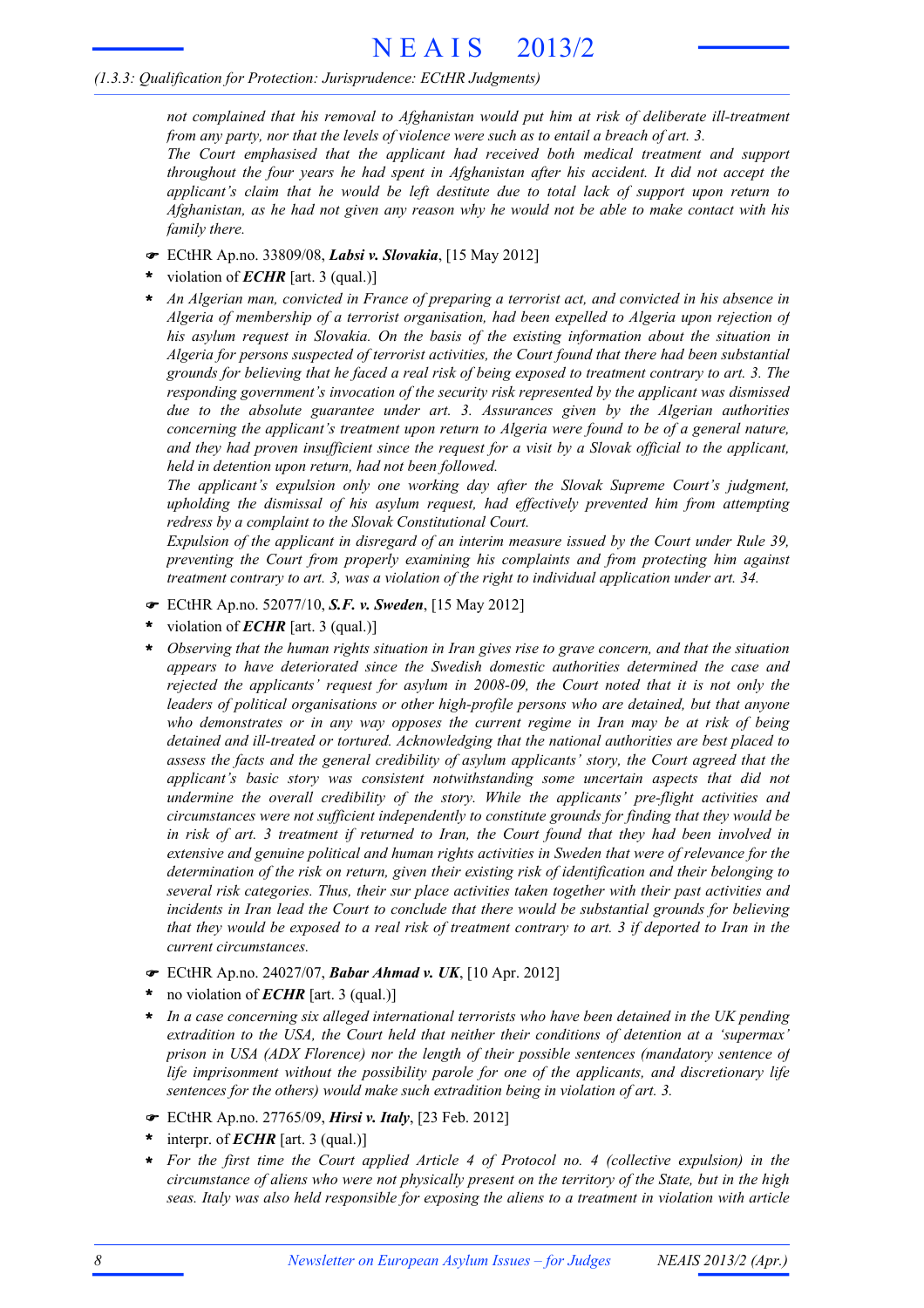*not complained that his removal to Afghanistan would put him at risk of deliberate ill-treatment from any party, nor that the levels of violence were such as to entail a breach of art. 3.*

*The Court emphasised that the applicant had received both medical treatment and support throughout the four years he had spent in Afghanistan after his accident. It did not accept the applicant's claim that he would be left destitute due to total lack of support upon return to Afghanistan, as he had not given any reason why he would not be able to make contact with his family there.*

☛ ECtHR Ap.no. 33809/08, ***Labsi v. Slovakia***, [15 May 2012]

\* violation of ***ECHR*** [art. 3 (qual.)]

\* *An Algerian man, convicted in France of preparing a terrorist act, and convicted in his absence in Algeria of membership of a terrorist organisation, had been expelled to Algeria upon rejection of his asylum request in Slovakia. On the basis of the existing information about the situation in Algeria for persons suspected of terrorist activities, the Court found that there had been substantial grounds for believing that he faced a real risk of being exposed to treatment contrary to art. 3. The responding government's invocation of the security risk represented by the applicant was dismissed due to the absolute guarantee under art. 3. Assurances given by the Algerian authorities concerning the applicant's treatment upon return to Algeria were found to be of a general nature, and they had proven insufficient since the request for a visit by a Slovak official to the applicant, held in detention upon return, had not been followed.*

*The applicant's expulsion only one working day after the Slovak Supreme Court's judgment, upholding the dismissal of his asylum request, had effectively prevented him from attempting redress by a complaint to the Slovak Constitutional Court.*

*Expulsion of the applicant in disregard of an interim measure issued by the Court under Rule 39, preventing the Court from properly examining his complaints and from protecting him against treatment contrary to art. 3, was a violation of the right to individual application under art. 34.*

☛ ECtHR Ap.no. 52077/10, ***S.F. v. Sweden***, [15 May 2012]

\* violation of ***ECHR*** [art. 3 (qual.)]

\* *Observing that the human rights situation in Iran gives rise to grave concern, and that the situation appears to have deteriorated since the Swedish domestic authorities determined the case and rejected the applicants' request for asylum in 2008-09, the Court noted that it is not only the leaders of political organisations or other high-profile persons who are detained, but that anyone who demonstrates or in any way opposes the current regime in Iran may be at risk of being detained and ill-treated or tortured. Acknowledging that the national authorities are best placed to assess the facts and the general credibility of asylum applicants' story, the Court agreed that the applicant's basic story was consistent notwithstanding some uncertain aspects that did not undermine the overall credibility of the story. While the applicants' pre-flight activities and circumstances were not sufficient independently to constitute grounds for finding that they would be in risk of art. 3 treatment if returned to Iran, the Court found that they had been involved in extensive and genuine political and human rights activities in Sweden that were of relevance for the determination of the risk on return, given their existing risk of identification and their belonging to several risk categories. Thus, their sur place activities taken together with their past activities and incidents in Iran lead the Court to conclude that there would be substantial grounds for believing that they would be exposed to a real risk of treatment contrary to art. 3 if deported to Iran in the current circumstances.*

☛ ECtHR Ap.no. 24027/07, ***Babar Ahmad v. UK***, [10 Apr. 2012]

\* no violation of ***ECHR*** [art. 3 (qual.)]

\* *In a case concerning six alleged international terrorists who have been detained in the UK pending extradition to the USA, the Court held that neither their conditions of detention at a 'supermax' prison in USA (ADX Florence) nor the length of their possible sentences (mandatory sentence of life imprisonment without the possibility parole for one of the applicants, and discretionary life sentences for the others) would make such extradition being in violation of art. 3.*

☛ ECtHR Ap.no. 27765/09, ***Hirsi v. Italy***, [23 Feb. 2012]

\* interpr. of ***ECHR*** [art. 3 (qual.)]

\* *For the first time the Court applied Article 4 of Protocol no. 4 (collective expulsion) in the circumstance of aliens who were not physically present on the territory of the State, but in the high seas. Italy was also held responsible for exposing the aliens to a treatment in violation with article*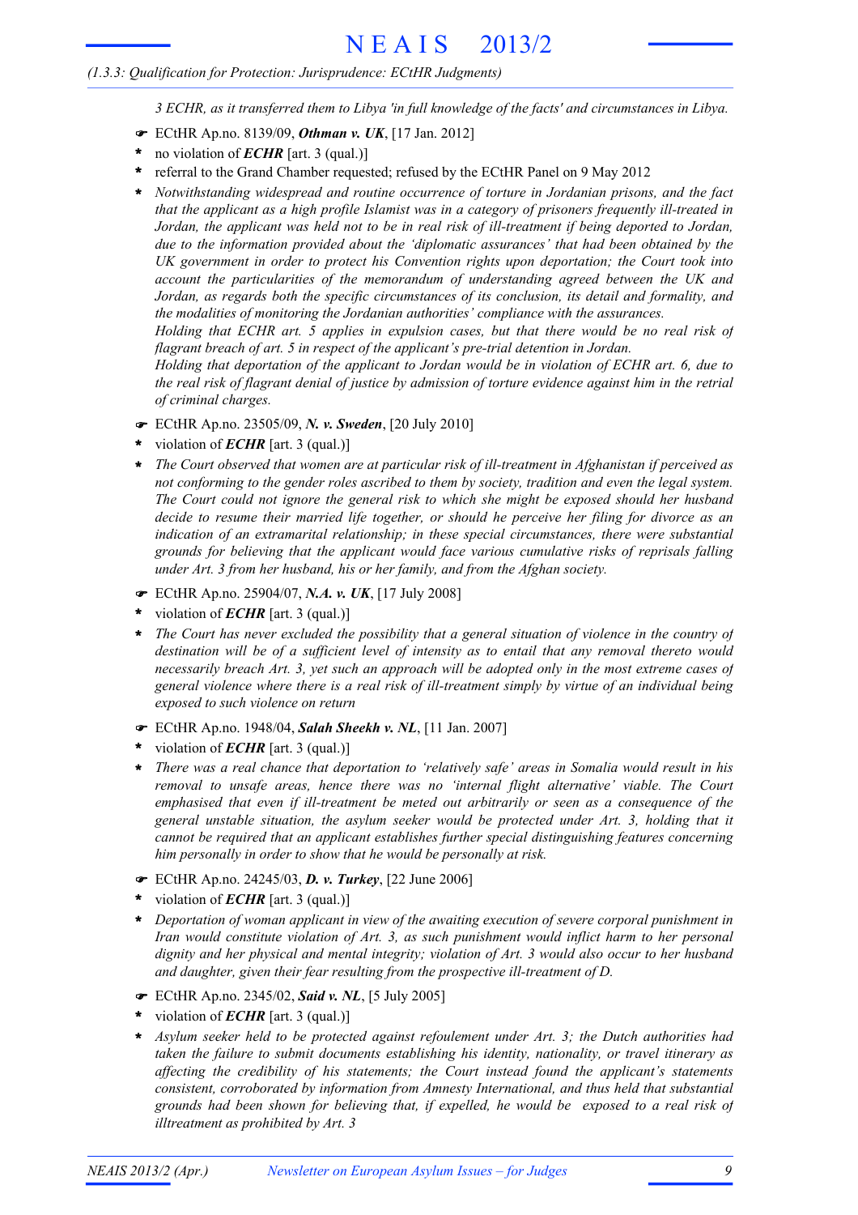*3 ECHR, as it transferred them to Libya 'in full knowledge of the facts' and circumstances in Libya.*

- ☛ ECtHR Ap.no. 8139/09, ***Othman v. UK***, [17 Jan. 2012]
- \* no violation of ***ECHR*** [art. 3 (qual.)]
- \* referral to the Grand Chamber requested; refused by the ECtHR Panel on 9 May 2012
- \* *Notwithstanding widespread and routine occurrence of torture in Jordanian prisons, and the fact that the applicant as a high profile Islamist was in a category of prisoners frequently ill-treated in Jordan, the applicant was held not to be in real risk of ill-treatment if being deported to Jordan, due to the information provided about the 'diplomatic assurances' that had been obtained by the UK government in order to protect his Convention rights upon deportation; the Court took into account the particularities of the memorandum of understanding agreed between the UK and Jordan, as regards both the specific circumstances of its conclusion, its detail and formality, and the modalities of monitoring the Jordanian authorities' compliance with the assurances.*
  *Holding that ECHR art. 5 applies in expulsion cases, but that there would be no real risk of flagrant breach of art. 5 in respect of the applicant's pre-trial detention in Jordan.*
  *Holding that deportation of the applicant to Jordan would be in violation of ECHR art. 6, due to the real risk of flagrant denial of justice by admission of torture evidence against him in the retrial of criminal charges.*

- ☛ ECtHR Ap.no. 23505/09, ***N. v. Sweden***, [20 July 2010]
- \* violation of ***ECHR*** [art. 3 (qual.)]
- \* *The Court observed that women are at particular risk of ill-treatment in Afghanistan if perceived as not conforming to the gender roles ascribed to them by society, tradition and even the legal system. The Court could not ignore the general risk to which she might be exposed should her husband decide to resume their married life together, or should he perceive her filing for divorce as an indication of an extramarital relationship; in these special circumstances, there were substantial grounds for believing that the applicant would face various cumulative risks of reprisals falling under Art. 3 from her husband, his or her family, and from the Afghan society.*

- ☛ ECtHR Ap.no. 25904/07, ***N.A. v. UK***, [17 July 2008]
- \* violation of ***ECHR*** [art. 3 (qual.)]
- \* *The Court has never excluded the possibility that a general situation of violence in the country of destination will be of a sufficient level of intensity as to entail that any removal thereto would necessarily breach Art. 3, yet such an approach will be adopted only in the most extreme cases of general violence where there is a real risk of ill-treatment simply by virtue of an individual being exposed to such violence on return*

- ☛ ECtHR Ap.no. 1948/04, ***Salah Sheekh v. NL***, [11 Jan. 2007]
- \* violation of ***ECHR*** [art. 3 (qual.)]
- \* *There was a real chance that deportation to 'relatively safe' areas in Somalia would result in his removal to unsafe areas, hence there was no 'internal flight alternative' viable. The Court emphasised that even if ill-treatment be meted out arbitrarily or seen as a consequence of the general unstable situation, the asylum seeker would be protected under Art. 3, holding that it cannot be required that an applicant establishes further special distinguishing features concerning him personally in order to show that he would be personally at risk.*

- ☛ ECtHR Ap.no. 24245/03, ***D. v. Turkey***, [22 June 2006]
- \* violation of ***ECHR*** [art. 3 (qual.)]
- \* *Deportation of woman applicant in view of the awaiting execution of severe corporal punishment in Iran would constitute violation of Art. 3, as such punishment would inflict harm to her personal dignity and her physical and mental integrity; violation of Art. 3 would also occur to her husband and daughter, given their fear resulting from the prospective ill-treatment of D.*

- ☛ ECtHR Ap.no. 2345/02, ***Said v. NL***, [5 July 2005]
- \* violation of ***ECHR*** [art. 3 (qual.)]
- \* *Asylum seeker held to be protected against refoulement under Art. 3; the Dutch authorities had taken the failure to submit documents establishing his identity, nationality, or travel itinerary as affecting the credibility of his statements; the Court instead found the applicant's statements consistent, corroborated by information from Amnesty International, and thus held that substantial grounds had been shown for believing that, if expelled, he would be exposed to a real risk of illtreatment as prohibited by Art. 3*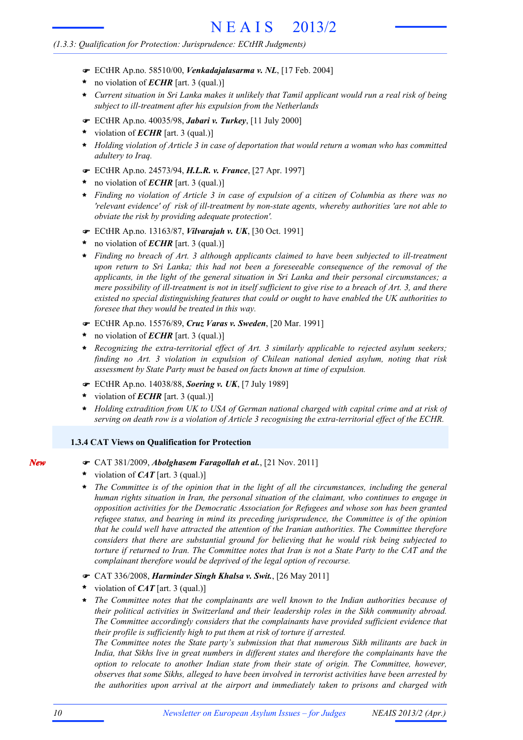(1.3.3: Qualification for Protection: Jurisprudence: ECtHR Judgments)

- ☛ ECtHR Ap.no. 58510/00, ***Venkadajalasarma v. NL***, [17 Feb. 2004]
- * no violation of ***ECHR*** [art. 3 (qual.)]
- * *Current situation in Sri Lanka makes it unlikely that Tamil applicant would run a real risk of being subject to ill-treatment after his expulsion from the Netherlands*

- ☛ ECtHR Ap.no. 40035/98, ***Jabari v. Turkey***, [11 July 2000]
- * violation of ***ECHR*** [art. 3 (qual.)]
- * *Holding violation of Article 3 in case of deportation that would return a woman who has committed adultery to Iraq.*

- ☛ ECtHR Ap.no. 24573/94, ***H.L.R. v. France***, [27 Apr. 1997]
- * no violation of ***ECHR*** [art. 3 (qual.)]
- * *Finding no violation of Article 3 in case of expulsion of a citizen of Columbia as there was no 'relevant evidence' of risk of ill-treatment by non-state agents, whereby authorities 'are not able to obviate the risk by providing adequate protection'.*

- ☛ ECtHR Ap.no. 13163/87, ***Vilvarajah v. UK***, [30 Oct. 1991]
- * no violation of ***ECHR*** [art. 3 (qual.)]
- * *Finding no breach of Art. 3 although applicants claimed to have been subjected to ill-treatment upon return to Sri Lanka; this had not been a foreseeable consequence of the removal of the applicants, in the light of the general situation in Sri Lanka and their personal circumstances; a mere possibility of ill-treatment is not in itself sufficient to give rise to a breach of Art. 3, and there existed no special distinguishing features that could or ought to have enabled the UK authorities to foresee that they would be treated in this way.*

- ☛ ECtHR Ap.no. 15576/89, ***Cruz Varas v. Sweden***, [20 Mar. 1991]
- * no violation of ***ECHR*** [art. 3 (qual.)]
- * *Recognizing the extra-territorial effect of Art. 3 similarly applicable to rejected asylum seekers; finding no Art. 3 violation in expulsion of Chilean national denied asylum, noting that risk assessment by State Party must be based on facts known at time of expulsion.*

- ☛ ECtHR Ap.no. 14038/88, ***Soering v. UK***, [7 July 1989]
- * violation of ***ECHR*** [art. 3 (qual.)]
- * *Holding extradition from UK to USA of German national charged with capital crime and at risk of serving on death row is a violation of Article 3 recognising the extra-territorial effect of the ECHR.*

### 1.3.4 CAT Views on Qualification for Protection

*New*

- ☛ CAT 381/2009, ***Abolghasem Faragollah et al.***, [21 Nov. 2011]
- * violation of ***CAT*** [art. 3 (qual.)]
- * *The Committee is of the opinion that in the light of all the circumstances, including the general human rights situation in Iran, the personal situation of the claimant, who continues to engage in opposition activities for the Democratic Association for Refugees and whose son has been granted refugee status, and bearing in mind its preceding jurisprudence, the Committee is of the opinion that he could well have attracted the attention of the Iranian authorities. The Committee therefore considers that there are substantial ground for believing that he would risk being subjected to torture if returned to Iran. The Committee notes that Iran is not a State Party to the CAT and the complainant therefore would be deprived of the legal option of recourse.*

- ☛ CAT 336/2008, ***Harminder Singh Khalsa v. Swit.***, [26 May 2011]
- * violation of ***CAT*** [art. 3 (qual.)]
- * *The Committee notes that the complainants are well known to the Indian authorities because of their political activities in Switzerland and their leadership roles in the Sikh community abroad. The Committee accordingly considers that the complainants have provided sufficient evidence that their profile is sufficiently high to put them at risk of torture if arrested.*
  *The Committee notes the State party's submission that that numerous Sikh militants are back in India, that Sikhs live in great numbers in different states and therefore the complainants have the option to relocate to another Indian state from their state of origin. The Committee, however, observes that some Sikhs, alleged to have been involved in terrorist activities have been arrested by the authorities upon arrival at the airport and immediately taken to prisons and charged with*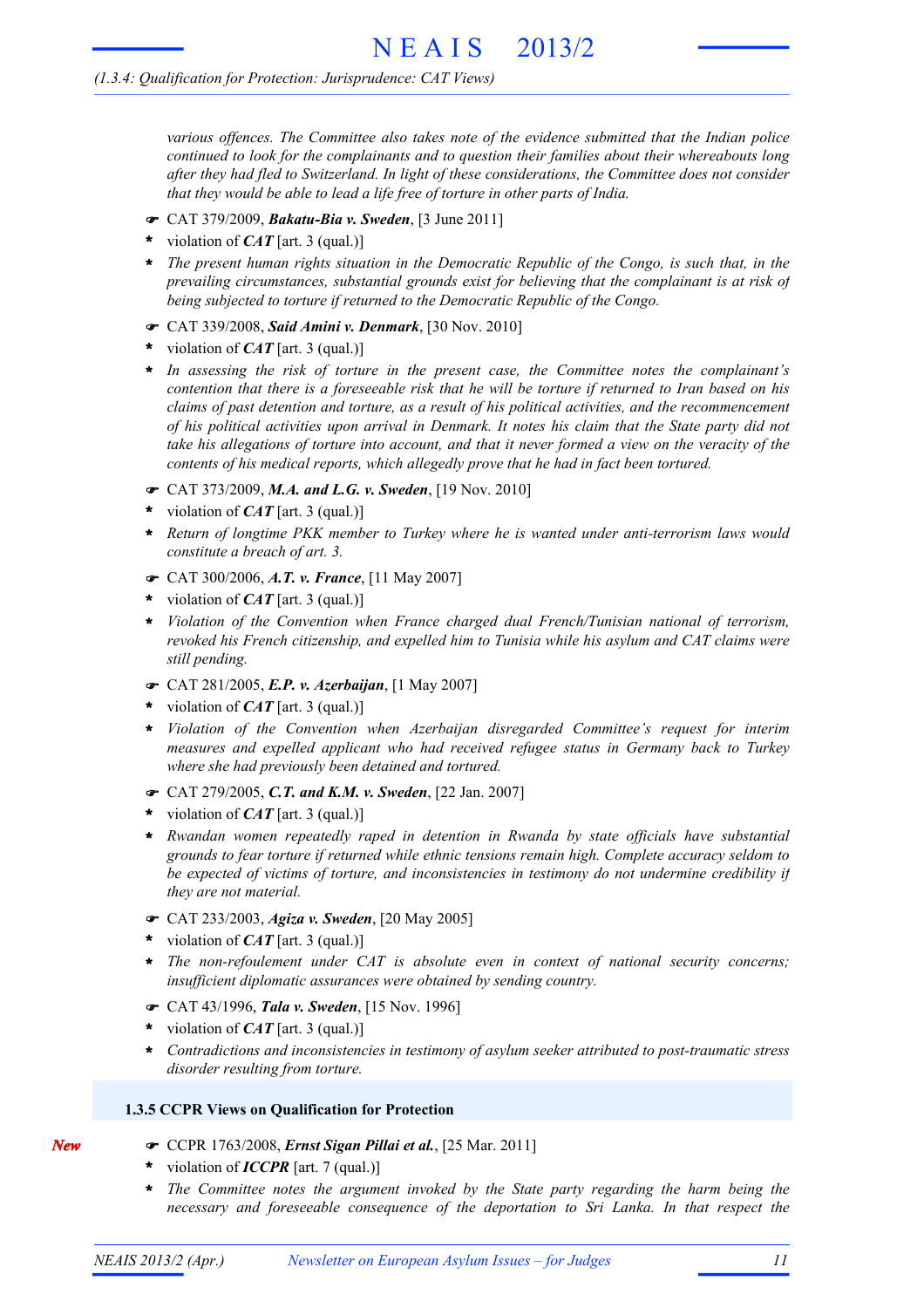*various offences. The Committee also takes note of the evidence submitted that the Indian police continued to look for the complainants and to question their families about their whereabouts long after they had fled to Switzerland. In light of these considerations, the Committee does not consider that they would be able to lead a life free of torture in other parts of India.*

☛ CAT 379/2009, ***Bakatu-Bia v. Sweden***, [3 June 2011]

* violation of ***CAT*** [art. 3 (qual.)]
* *The present human rights situation in the Democratic Republic of the Congo, is such that, in the prevailing circumstances, substantial grounds exist for believing that the complainant is at risk of being subjected to torture if returned to the Democratic Republic of the Congo.*

☛ CAT 339/2008, ***Said Amini v. Denmark***, [30 Nov. 2010]

* violation of ***CAT*** [art. 3 (qual.)]
* *In assessing the risk of torture in the present case, the Committee notes the complainant's contention that there is a foreseeable risk that he will be torture if returned to Iran based on his claims of past detention and torture, as a result of his political activities, and the recommencement of his political activities upon arrival in Denmark. It notes his claim that the State party did not take his allegations of torture into account, and that it never formed a view on the veracity of the contents of his medical reports, which allegedly prove that he had in fact been tortured.*

☛ CAT 373/2009, ***M.A. and L.G. v. Sweden***, [19 Nov. 2010]

* violation of ***CAT*** [art. 3 (qual.)]
* *Return of longtime PKK member to Turkey where he is wanted under anti-terrorism laws would constitute a breach of art. 3.*

☛ CAT 300/2006, ***A.T. v. France***, [11 May 2007]

* violation of ***CAT*** [art. 3 (qual.)]
* *Violation of the Convention when France charged dual French/Tunisian national of terrorism, revoked his French citizenship, and expelled him to Tunisia while his asylum and CAT claims were still pending.*

☛ CAT 281/2005, ***E.P. v. Azerbaijan***, [1 May 2007]

* violation of ***CAT*** [art. 3 (qual.)]
* *Violation of the Convention when Azerbaijan disregarded Committee's request for interim measures and expelled applicant who had received refugee status in Germany back to Turkey where she had previously been detained and tortured.*

☛ CAT 279/2005, ***C.T. and K.M. v. Sweden***, [22 Jan. 2007]

* violation of ***CAT*** [art. 3 (qual.)]
* *Rwandan women repeatedly raped in detention in Rwanda by state officials have substantial grounds to fear torture if returned while ethnic tensions remain high. Complete accuracy seldom to be expected of victims of torture, and inconsistencies in testimony do not undermine credibility if they are not material.*

☛ CAT 233/2003, ***Agiza v. Sweden***, [20 May 2005]

* violation of ***CAT*** [art. 3 (qual.)]
* *The non-refoulement under CAT is absolute even in context of national security concerns; insufficient diplomatic assurances were obtained by sending country.*

☛ CAT 43/1996, ***Tala v. Sweden***, [15 Nov. 1996]

* violation of ***CAT*** [art. 3 (qual.)]
* *Contradictions and inconsistencies in testimony of asylum seeker attributed to post-traumatic stress disorder resulting from torture.*

### 1.3.5 CCPR Views on Qualification for Protection

*New*

☛ CCPR 1763/2008, ***Ernst Sigan Pillai et al.***, [25 Mar. 2011]

* violation of ***ICCPR*** [art. 7 (qual.)]
* *The Committee notes the argument invoked by the State party regarding the harm being the necessary and foreseeable consequence of the deportation to Sri Lanka. In that respect the*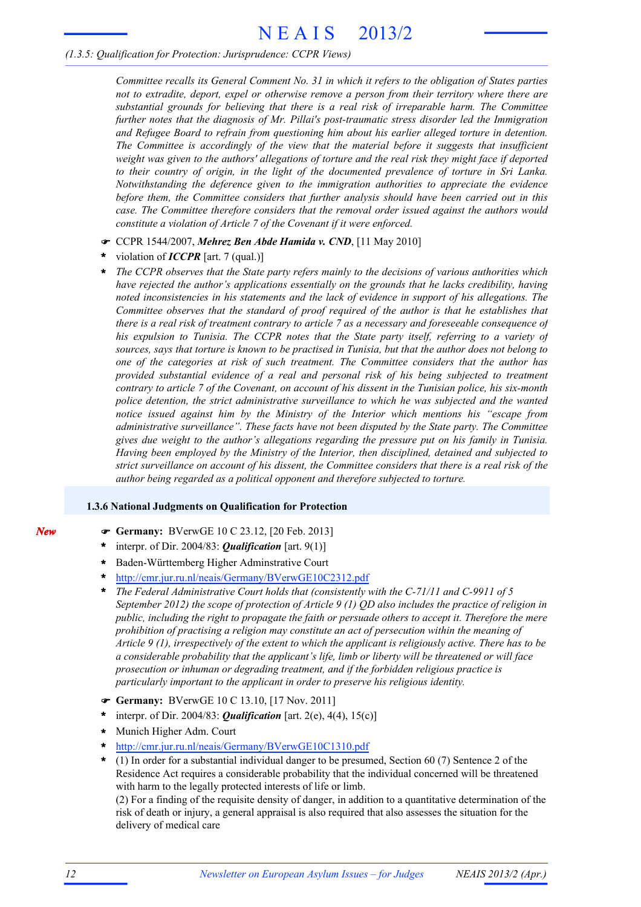*Committee recalls its General Comment No. 31 in which it refers to the obligation of States parties not to extradite, deport, expel or otherwise remove a person from their territory where there are substantial grounds for believing that there is a real risk of irreparable harm. The Committee further notes that the diagnosis of Mr. Pillai's post-traumatic stress disorder led the Immigration and Refugee Board to refrain from questioning him about his earlier alleged torture in detention. The Committee is accordingly of the view that the material before it suggests that insufficient weight was given to the authors' allegations of torture and the real risk they might face if deported to their country of origin, in the light of the documented prevalence of torture in Sri Lanka. Notwithstanding the deference given to the immigration authorities to appreciate the evidence before them, the Committee considers that further analysis should have been carried out in this case. The Committee therefore considers that the removal order issued against the authors would constitute a violation of Article 7 of the Covenant if it were enforced.*

- ☛ CCPR 1544/2007, ***Mehrez Ben Abde Hamida v. CND***, [11 May 2010]
- \* violation of ***ICCPR*** [art. 7 (qual.)]
- \* *The CCPR observes that the State party refers mainly to the decisions of various authorities which have rejected the author's applications essentially on the grounds that he lacks credibility, having noted inconsistencies in his statements and the lack of evidence in support of his allegations. The Committee observes that the standard of proof required of the author is that he establishes that there is a real risk of treatment contrary to article 7 as a necessary and foreseeable consequence of his expulsion to Tunisia. The CCPR notes that the State party itself, referring to a variety of sources, says that torture is known to be practised in Tunisia, but that the author does not belong to one of the categories at risk of such treatment. The Committee considers that the author has provided substantial evidence of a real and personal risk of his being subjected to treatment contrary to article 7 of the Covenant, on account of his dissent in the Tunisian police, his six-month police detention, the strict administrative surveillance to which he was subjected and the wanted notice issued against him by the Ministry of the Interior which mentions his "escape from administrative surveillance". These facts have not been disputed by the State party. The Committee gives due weight to the author's allegations regarding the pressure put on his family in Tunisia. Having been employed by the Ministry of the Interior, then disciplined, detained and subjected to strict surveillance on account of his dissent, the Committee considers that there is a real risk of the author being regarded as a political opponent and therefore subjected to torture.*

### 1.3.6 National Judgments on Qualification for Protection

*New*

- ☛ **Germany:** BVerwGE 10 C 23.12, [20 Feb. 2013]
- \* interpr. of Dir. 2004/83: ***Qualification*** [art. 9(1)]
- \* Baden-Württemberg Higher Adminstrative Court
- \* http://cmr.jur.ru.nl/neais/Germany/BVerwGE10C2312.pdf
- \* *The Federal Administrative Court holds that (consistently with the C-71/11 and C-9911 of 5 September 2012) the scope of protection of Article 9 (1) QD also includes the practice of religion in public, including the right to propagate the faith or persuade others to accept it. Therefore the mere prohibition of practising a religion may constitute an act of persecution within the meaning of Article 9 (1), irrespectively of the extent to which the applicant is religiously active. There has to be a considerable probability that the applicant's life, limb or liberty will be threatened or will face prosecution or inhuman or degrading treatment, and if the forbidden religious practice is particularly important to the applicant in order to preserve his religious identity.*

- ☛ **Germany:** BVerwGE 10 C 13.10, [17 Nov. 2011]
- \* interpr. of Dir. 2004/83: ***Qualification*** [art. 2(e), 4(4), 15(c)]
- \* Munich Higher Adm. Court
- \* http://cmr.jur.ru.nl/neais/Germany/BVerwGE10C1310.pdf
- \* (1) In order for a substantial individual danger to be presumed, Section 60 (7) Sentence 2 of the Residence Act requires a considerable probability that the individual concerned will be threatened with harm to the legally protected interests of life or limb.
  (2) For a finding of the requisite density of danger, in addition to a quantitative determination of the risk of death or injury, a general appraisal is also required that also assesses the situation for the delivery of medical care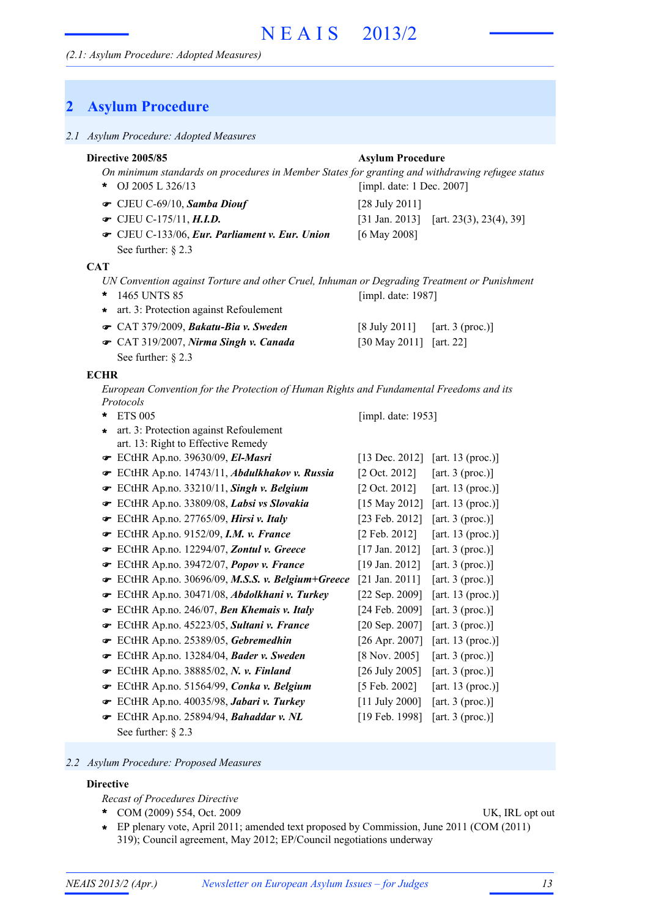## 2 Asylum Procedure

### 2.1 Asylum Procedure: Adopted Measures

**Directive 2005/85** — **Asylum Procedure**

*On minimum standards on procedures in Member States for granting and withdrawing refugee status*

- OJ 2005 L 326/13 [impl. date: 1 Dec. 2007]
- ☛ CJEU C-69/10, ***Samba Diouf*** [28 July 2011]
- ☛ CJEU C-175/11, ***H.I.D.*** [31 Jan. 2013] [art. 23(3), 23(4), 39]
- ☛ CJEU C-133/06, ***Eur. Parliament v. Eur. Union*** [6 May 2008]

See further: § 2.3

**CAT**

*UN Convention against Torture and other Cruel, Inhuman or Degrading Treatment or Punishment*

- 1465 UNTS 85 [impl. date: 1987]
- art. 3: Protection against Refoulement
- ☛ CAT 379/2009, ***Bakatu-Bia v. Sweden*** [8 July 2011] [art. 3 (proc.)]
- ☛ CAT 319/2007, ***Nirma Singh v. Canada*** [30 May 2011] [art. 22]

See further: § 2.3

**ECHR**

*European Convention for the Protection of Human Rights and Fundamental Freedoms and its Protocols*

- ETS 005 [impl. date: 1953]
- art. 3: Protection against Refoulement
  art. 13: Right to Effective Remedy
- ☛ ECtHR Ap.no. 39630/09, ***El-Masri*** [13 Dec. 2012] [art. 13 (proc.)]
- ☛ ECtHR Ap.no. 14743/11, ***Abdulkhakov v. Russia*** [2 Oct. 2012] [art. 3 (proc.)]
- ☛ ECtHR Ap.no. 33210/11, ***Singh v. Belgium*** [2 Oct. 2012] [art. 13 (proc.)]
- ☛ ECtHR Ap.no. 33809/08, ***Labsi vs Slovakia*** [15 May 2012] [art. 13 (proc.)]
- ☛ ECtHR Ap.no. 27765/09, ***Hirsi v. Italy*** [23 Feb. 2012] [art. 3 (proc.)]
- ☛ ECtHR Ap.no. 9152/09, ***I.M. v. France*** [2 Feb. 2012] [art. 13 (proc.)]
- ☛ ECtHR Ap.no. 12294/07, ***Zontul v. Greece*** [17 Jan. 2012] [art. 3 (proc.)]
- ☛ ECtHR Ap.no. 39472/07, ***Popov v. France*** [19 Jan. 2012] [art. 3 (proc.)]
- ☛ ECtHR Ap.no. 30696/09, ***M.S.S. v. Belgium+Greece*** [21 Jan. 2011] [art. 3 (proc.)]
- ☛ ECtHR Ap.no. 30471/08, ***Abdolkhani v. Turkey*** [22 Sep. 2009] [art. 13 (proc.)]
- ☛ ECtHR Ap.no. 246/07, ***Ben Khemais v. Italy*** [24 Feb. 2009] [art. 3 (proc.)]
- ☛ ECtHR Ap.no. 45223/05, ***Sultani v. France*** [20 Sep. 2007] [art. 3 (proc.)]
- ☛ ECtHR Ap.no. 25389/05, ***Gebremedhin*** [26 Apr. 2007] [art. 13 (proc.)]
- ☛ ECtHR Ap.no. 13284/04, ***Bader v. Sweden*** [8 Nov. 2005] [art. 3 (proc.)]
- ☛ ECtHR Ap.no. 38885/02, ***N. v. Finland*** [26 July 2005] [art. 3 (proc.)]
- ☛ ECtHR Ap.no. 51564/99, ***Conka v. Belgium*** [5 Feb. 2002] [art. 13 (proc.)]
- ☛ ECtHR Ap.no. 40035/98, ***Jabari v. Turkey*** [11 July 2000] [art. 3 (proc.)]
- ☛ ECtHR Ap.no. 25894/94, ***Bahaddar v. NL*** [19 Feb. 1998] [art. 3 (proc.)]

See further: § 2.3

### 2.2 Asylum Procedure: Proposed Measures

**Directive**

*Recast of Procedures Directive*

- COM (2009) 554, Oct. 2009 — UK, IRL opt out
- EP plenary vote, April 2011; amended text proposed by Commission, June 2011 (COM (2011) 319); Council agreement, May 2012; EP/Council negotiations underway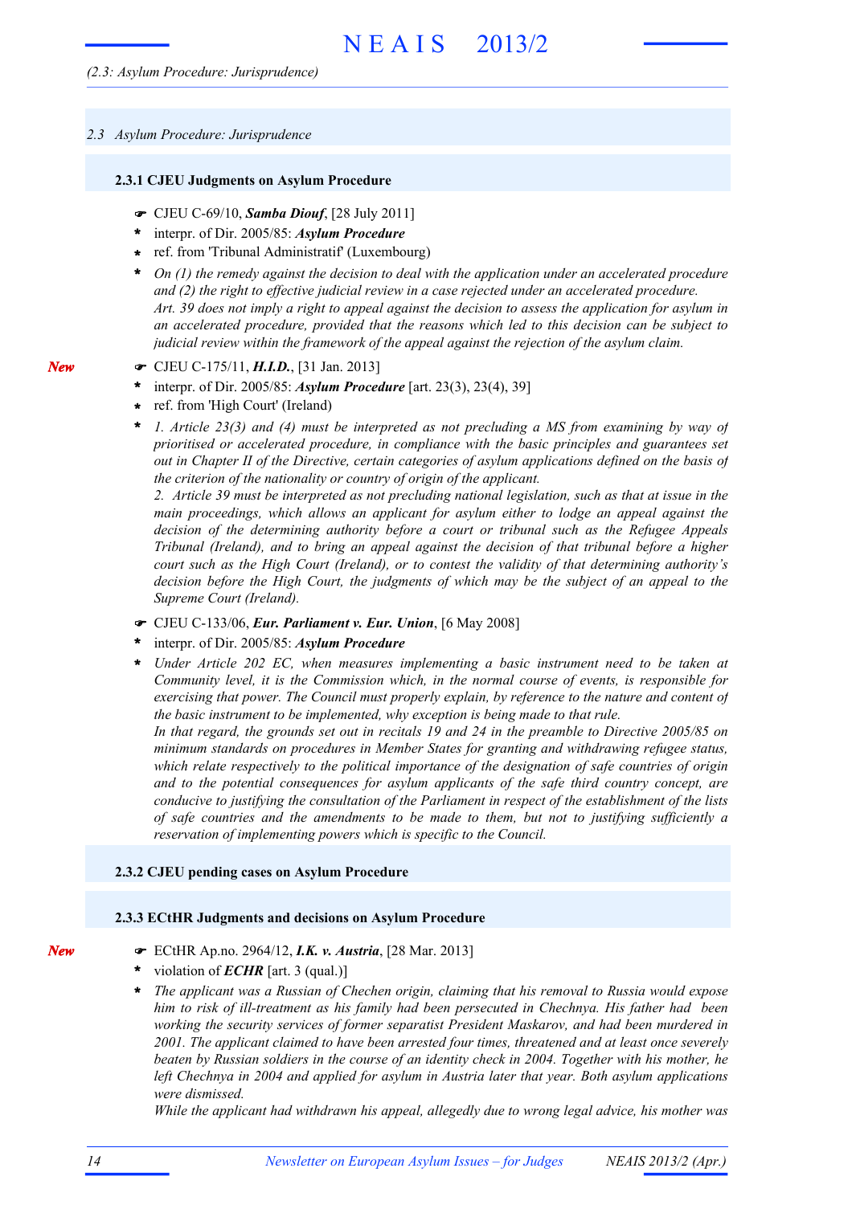## 2.3 Asylum Procedure: Jurisprudence

### 2.3.1 CJEU Judgments on Asylum Procedure

- ☛ CJEU C-69/10, ***Samba Diouf***, [28 July 2011]
- \* interpr. of Dir. 2005/85: ***Asylum Procedure***
- \* ref. from 'Tribunal Administratif' (Luxembourg)
- \* *On (1) the remedy against the decision to deal with the application under an accelerated procedure and (2) the right to effective judicial review in a case rejected under an accelerated procedure. Art. 39 does not imply a right to appeal against the decision to assess the application for asylum in an accelerated procedure, provided that the reasons which led to this decision can be subject to judicial review within the framework of the appeal against the rejection of the asylum claim.*

***New***

- ☛ CJEU C-175/11, ***H.I.D.***, [31 Jan. 2013]
- \* interpr. of Dir. 2005/85: ***Asylum Procedure*** [art. 23(3), 23(4), 39]
- \* ref. from 'High Court' (Ireland)
- \* *1. Article 23(3) and (4) must be interpreted as not precluding a MS from examining by way of prioritised or accelerated procedure, in compliance with the basic principles and guarantees set out in Chapter II of the Directive, certain categories of asylum applications defined on the basis of the criterion of the nationality or country of origin of the applicant.*
  *2. Article 39 must be interpreted as not precluding national legislation, such as that at issue in the main proceedings, which allows an applicant for asylum either to lodge an appeal against the decision of the determining authority before a court or tribunal such as the Refugee Appeals Tribunal (Ireland), and to bring an appeal against the decision of that tribunal before a higher court such as the High Court (Ireland), or to contest the validity of that determining authority's decision before the High Court, the judgments of which may be the subject of an appeal to the Supreme Court (Ireland).*

- ☛ CJEU C-133/06, ***Eur. Parliament v. Eur. Union***, [6 May 2008]
- \* interpr. of Dir. 2005/85: ***Asylum Procedure***
- \* *Under Article 202 EC, when measures implementing a basic instrument need to be taken at Community level, it is the Commission which, in the normal course of events, is responsible for exercising that power. The Council must properly explain, by reference to the nature and content of the basic instrument to be implemented, why exception is being made to that rule.*
  *In that regard, the grounds set out in recitals 19 and 24 in the preamble to Directive 2005/85 on minimum standards on procedures in Member States for granting and withdrawing refugee status, which relate respectively to the political importance of the designation of safe countries of origin and to the potential consequences for asylum applicants of the safe third country concept, are conducive to justifying the consultation of the Parliament in respect of the establishment of the lists of safe countries and the amendments to be made to them, but not to justifying sufficiently a reservation of implementing powers which is specific to the Council.*

### 2.3.2 CJEU pending cases on Asylum Procedure

### 2.3.3 ECtHR Judgments and decisions on Asylum Procedure

***New***

- ☛ ECtHR Ap.no. 2964/12, ***I.K. v. Austria***, [28 Mar. 2013]
- \* violation of ***ECHR*** [art. 3 (qual.)]
- \* *The applicant was a Russian of Chechen origin, claiming that his removal to Russia would expose him to risk of ill-treatment as his family had been persecuted in Chechnya. His father had been working the security services of former separatist President Maskarov, and had been murdered in 2001. The applicant claimed to have been arrested four times, threatened and at least once severely beaten by Russian soldiers in the course of an identity check in 2004. Together with his mother, he left Chechnya in 2004 and applied for asylum in Austria later that year. Both asylum applications were dismissed.*
  *While the applicant had withdrawn his appeal, allegedly due to wrong legal advice, his mother was*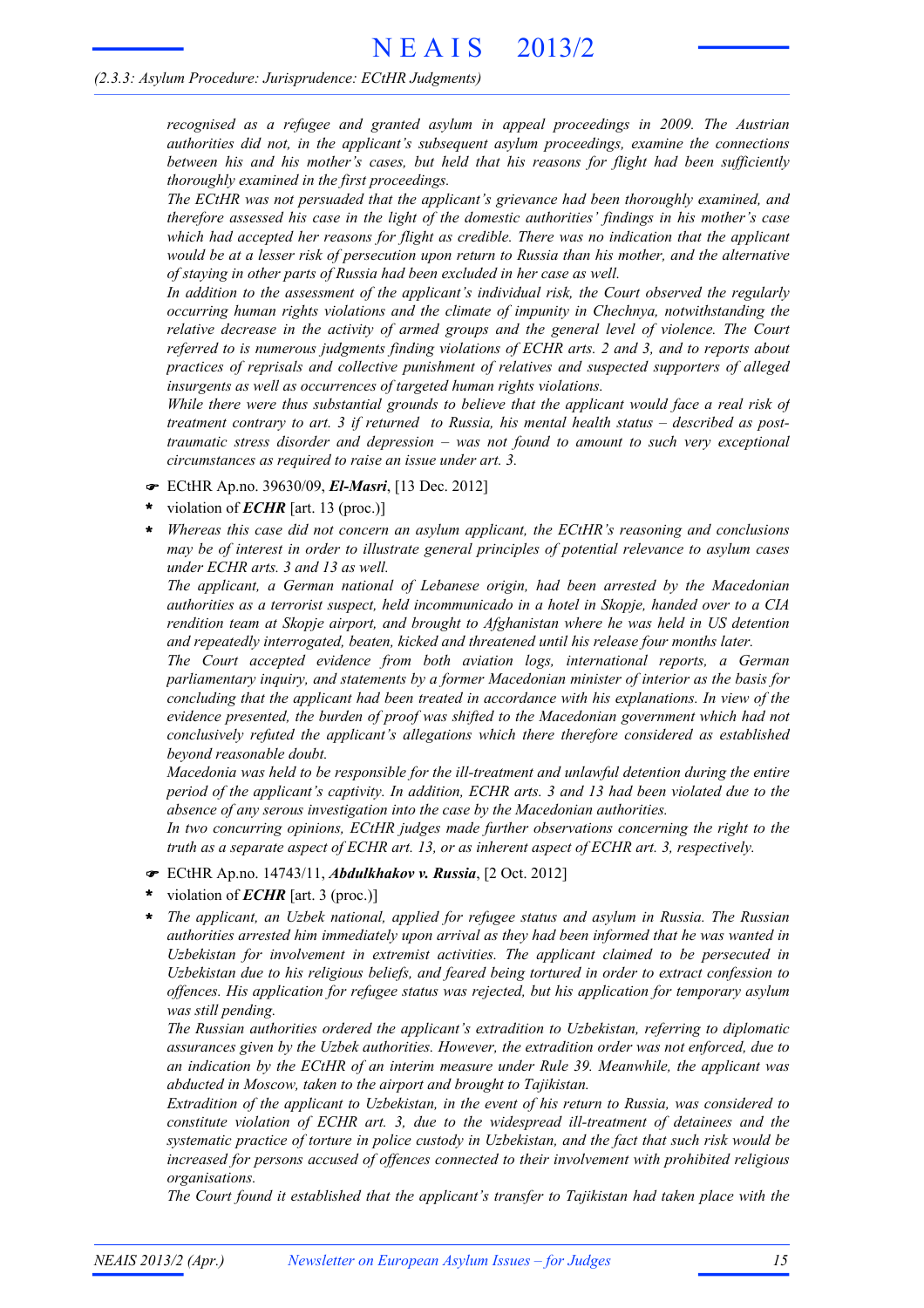*recognised as a refugee and granted asylum in appeal proceedings in 2009. The Austrian authorities did not, in the applicant's subsequent asylum proceedings, examine the connections between his and his mother's cases, but held that his reasons for flight had been sufficiently thoroughly examined in the first proceedings.*

*The ECtHR was not persuaded that the applicant's grievance had been thoroughly examined, and therefore assessed his case in the light of the domestic authorities' findings in his mother's case which had accepted her reasons for flight as credible. There was no indication that the applicant would be at a lesser risk of persecution upon return to Russia than his mother, and the alternative of staying in other parts of Russia had been excluded in her case as well.*

*In addition to the assessment of the applicant's individual risk, the Court observed the regularly occurring human rights violations and the climate of impunity in Chechnya, notwithstanding the relative decrease in the activity of armed groups and the general level of violence. The Court referred to is numerous judgments finding violations of ECHR arts. 2 and 3, and to reports about practices of reprisals and collective punishment of relatives and suspected supporters of alleged insurgents as well as occurrences of targeted human rights violations.*

*While there were thus substantial grounds to believe that the applicant would face a real risk of treatment contrary to art. 3 if returned to Russia, his mental health status – described as post-traumatic stress disorder and depression – was not found to amount to such very exceptional circumstances as required to raise an issue under art. 3.*

☛ ECtHR Ap.no. 39630/09, ***El-Masri***, [13 Dec. 2012]

**\*** violation of ***ECHR*** [art. 13 (proc.)]

**\*** *Whereas this case did not concern an asylum applicant, the ECtHR's reasoning and conclusions may be of interest in order to illustrate general principles of potential relevance to asylum cases under ECHR arts. 3 and 13 as well.*

*The applicant, a German national of Lebanese origin, had been arrested by the Macedonian authorities as a terrorist suspect, held incommunicado in a hotel in Skopje, handed over to a CIA rendition team at Skopje airport, and brought to Afghanistan where he was held in US detention and repeatedly interrogated, beaten, kicked and threatened until his release four months later.*

*The Court accepted evidence from both aviation logs, international reports, a German parliamentary inquiry, and statements by a former Macedonian minister of interior as the basis for concluding that the applicant had been treated in accordance with his explanations. In view of the evidence presented, the burden of proof was shifted to the Macedonian government which had not conclusively refuted the applicant's allegations which there therefore considered as established beyond reasonable doubt.*

*Macedonia was held to be responsible for the ill-treatment and unlawful detention during the entire period of the applicant's captivity. In addition, ECHR arts. 3 and 13 had been violated due to the absence of any serous investigation into the case by the Macedonian authorities.*

*In two concurring opinions, ECtHR judges made further observations concerning the right to the truth as a separate aspect of ECHR art. 13, or as inherent aspect of ECHR art. 3, respectively.*

☛ ECtHR Ap.no. 14743/11, ***Abdulkhakov v. Russia***, [2 Oct. 2012]

**\*** violation of ***ECHR*** [art. 3 (proc.)]

**\*** *The applicant, an Uzbek national, applied for refugee status and asylum in Russia. The Russian authorities arrested him immediately upon arrival as they had been informed that he was wanted in Uzbekistan for involvement in extremist activities. The applicant claimed to be persecuted in Uzbekistan due to his religious beliefs, and feared being tortured in order to extract confession to offences. His application for refugee status was rejected, but his application for temporary asylum was still pending.*

*The Russian authorities ordered the applicant's extradition to Uzbekistan, referring to diplomatic assurances given by the Uzbek authorities. However, the extradition order was not enforced, due to an indication by the ECtHR of an interim measure under Rule 39. Meanwhile, the applicant was abducted in Moscow, taken to the airport and brought to Tajikistan.*

*Extradition of the applicant to Uzbekistan, in the event of his return to Russia, was considered to constitute violation of ECHR art. 3, due to the widespread ill-treatment of detainees and the systematic practice of torture in police custody in Uzbekistan, and the fact that such risk would be increased for persons accused of offences connected to their involvement with prohibited religious organisations.*

*The Court found it established that the applicant's transfer to Tajikistan had taken place with the*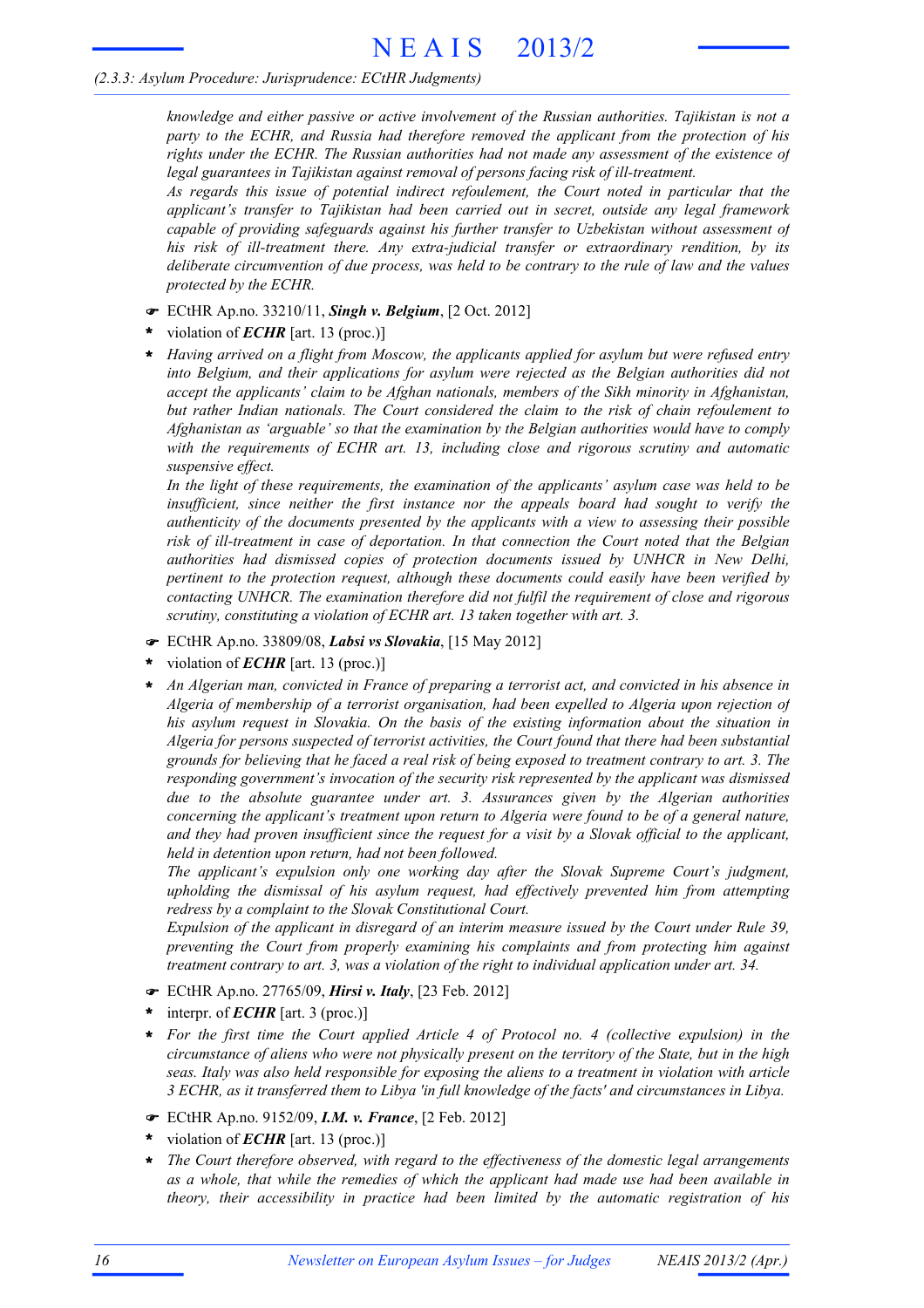*knowledge and either passive or active involvement of the Russian authorities. Tajikistan is not a party to the ECHR, and Russia had therefore removed the applicant from the protection of his rights under the ECHR. The Russian authorities had not made any assessment of the existence of legal guarantees in Tajikistan against removal of persons facing risk of ill-treatment.*

*As regards this issue of potential indirect refoulement, the Court noted in particular that the applicant's transfer to Tajikistan had been carried out in secret, outside any legal framework capable of providing safeguards against his further transfer to Uzbekistan without assessment of his risk of ill-treatment there. Any extra-judicial transfer or extraordinary rendition, by its deliberate circumvention of due process, was held to be contrary to the rule of law and the values protected by the ECHR.*

- ☛ ECtHR Ap.no. 33210/11, ***Singh v. Belgium***, [2 Oct. 2012]
- * violation of ***ECHR*** [art. 13 (proc.)]
- * *Having arrived on a flight from Moscow, the applicants applied for asylum but were refused entry into Belgium, and their applications for asylum were rejected as the Belgian authorities did not accept the applicants' claim to be Afghan nationals, members of the Sikh minority in Afghanistan, but rather Indian nationals. The Court considered the claim to the risk of chain refoulement to Afghanistan as 'arguable' so that the examination by the Belgian authorities would have to comply with the requirements of ECHR art. 13, including close and rigorous scrutiny and automatic suspensive effect.*

  *In the light of these requirements, the examination of the applicants' asylum case was held to be insufficient, since neither the first instance nor the appeals board had sought to verify the authenticity of the documents presented by the applicants with a view to assessing their possible risk of ill-treatment in case of deportation. In that connection the Court noted that the Belgian authorities had dismissed copies of protection documents issued by UNHCR in New Delhi, pertinent to the protection request, although these documents could easily have been verified by contacting UNHCR. The examination therefore did not fulfil the requirement of close and rigorous scrutiny, constituting a violation of ECHR art. 13 taken together with art. 3.*

- ☛ ECtHR Ap.no. 33809/08, ***Labsi vs Slovakia***, [15 May 2012]
- * violation of ***ECHR*** [art. 13 (proc.)]
- * *An Algerian man, convicted in France of preparing a terrorist act, and convicted in his absence in Algeria of membership of a terrorist organisation, had been expelled to Algeria upon rejection of his asylum request in Slovakia. On the basis of the existing information about the situation in Algeria for persons suspected of terrorist activities, the Court found that there had been substantial grounds for believing that he faced a real risk of being exposed to treatment contrary to art. 3. The responding government's invocation of the security risk represented by the applicant was dismissed due to the absolute guarantee under art. 3. Assurances given by the Algerian authorities concerning the applicant's treatment upon return to Algeria were found to be of a general nature, and they had proven insufficient since the request for a visit by a Slovak official to the applicant, held in detention upon return, had not been followed.*

  *The applicant's expulsion only one working day after the Slovak Supreme Court's judgment, upholding the dismissal of his asylum request, had effectively prevented him from attempting redress by a complaint to the Slovak Constitutional Court.*

  *Expulsion of the applicant in disregard of an interim measure issued by the Court under Rule 39, preventing the Court from properly examining his complaints and from protecting him against treatment contrary to art. 3, was a violation of the right to individual application under art. 34.*

- ☛ ECtHR Ap.no. 27765/09, ***Hirsi v. Italy***, [23 Feb. 2012]
- * interpr. of ***ECHR*** [art. 3 (proc.)]
- * *For the first time the Court applied Article 4 of Protocol no. 4 (collective expulsion) in the circumstance of aliens who were not physically present on the territory of the State, but in the high seas. Italy was also held responsible for exposing the aliens to a treatment in violation with article 3 ECHR, as it transferred them to Libya 'in full knowledge of the facts' and circumstances in Libya.*

- ☛ ECtHR Ap.no. 9152/09, ***I.M. v. France***, [2 Feb. 2012]
- * violation of ***ECHR*** [art. 13 (proc.)]
- * *The Court therefore observed, with regard to the effectiveness of the domestic legal arrangements as a whole, that while the remedies of which the applicant had made use had been available in theory, their accessibility in practice had been limited by the automatic registration of his*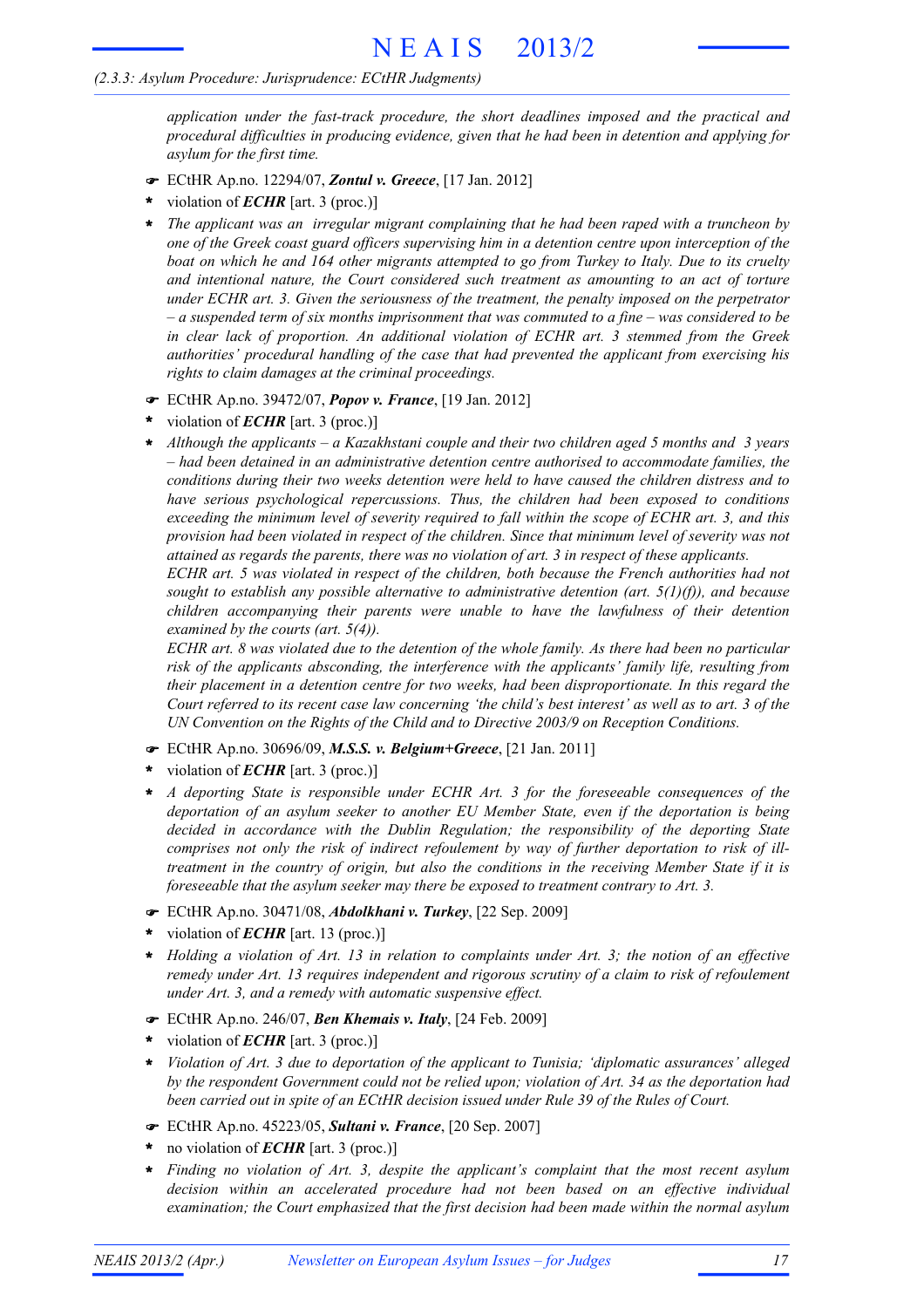*application under the fast-track procedure, the short deadlines imposed and the practical and procedural difficulties in producing evidence, given that he had been in detention and applying for asylum for the first time.*

☛ ECtHR Ap.no. 12294/07, ***Zontul v. Greece***, [17 Jan. 2012]

\* violation of ***ECHR*** [art. 3 (proc.)]

\* *The applicant was an irregular migrant complaining that he had been raped with a truncheon by one of the Greek coast guard officers supervising him in a detention centre upon interception of the boat on which he and 164 other migrants attempted to go from Turkey to Italy. Due to its cruelty and intentional nature, the Court considered such treatment as amounting to an act of torture under ECHR art. 3. Given the seriousness of the treatment, the penalty imposed on the perpetrator – a suspended term of six months imprisonment that was commuted to a fine – was considered to be in clear lack of proportion. An additional violation of ECHR art. 3 stemmed from the Greek authorities' procedural handling of the case that had prevented the applicant from exercising his rights to claim damages at the criminal proceedings.*

☛ ECtHR Ap.no. 39472/07, ***Popov v. France***, [19 Jan. 2012]

\* violation of ***ECHR*** [art. 3 (proc.)]

\* *Although the applicants – a Kazakhstani couple and their two children aged 5 months and 3 years – had been detained in an administrative detention centre authorised to accommodate families, the conditions during their two weeks detention were held to have caused the children distress and to have serious psychological repercussions. Thus, the children had been exposed to conditions exceeding the minimum level of severity required to fall within the scope of ECHR art. 3, and this provision had been violated in respect of the children. Since that minimum level of severity was not attained as regards the parents, there was no violation of art. 3 in respect of these applicants.*
*ECHR art. 5 was violated in respect of the children, both because the French authorities had not sought to establish any possible alternative to administrative detention (art. 5(1)(f)), and because children accompanying their parents were unable to have the lawfulness of their detention examined by the courts (art. 5(4)).*
*ECHR art. 8 was violated due to the detention of the whole family. As there had been no particular risk of the applicants absconding, the interference with the applicants' family life, resulting from their placement in a detention centre for two weeks, had been disproportionate. In this regard the Court referred to its recent case law concerning 'the child's best interest' as well as to art. 3 of the UN Convention on the Rights of the Child and to Directive 2003/9 on Reception Conditions.*

☛ ECtHR Ap.no. 30696/09, ***M.S.S. v. Belgium+Greece***, [21 Jan. 2011]

\* violation of ***ECHR*** [art. 3 (proc.)]

\* *A deporting State is responsible under ECHR Art. 3 for the foreseeable consequences of the deportation of an asylum seeker to another EU Member State, even if the deportation is being decided in accordance with the Dublin Regulation; the responsibility of the deporting State comprises not only the risk of indirect refoulement by way of further deportation to risk of ill-treatment in the country of origin, but also the conditions in the receiving Member State if it is foreseeable that the asylum seeker may there be exposed to treatment contrary to Art. 3.*

☛ ECtHR Ap.no. 30471/08, ***Abdolkhani v. Turkey***, [22 Sep. 2009]

\* violation of ***ECHR*** [art. 13 (proc.)]

\* *Holding a violation of Art. 13 in relation to complaints under Art. 3; the notion of an effective remedy under Art. 13 requires independent and rigorous scrutiny of a claim to risk of refoulement under Art. 3, and a remedy with automatic suspensive effect.*

☛ ECtHR Ap.no. 246/07, ***Ben Khemais v. Italy***, [24 Feb. 2009]

\* violation of ***ECHR*** [art. 3 (proc.)]

\* *Violation of Art. 3 due to deportation of the applicant to Tunisia; 'diplomatic assurances' alleged by the respondent Government could not be relied upon; violation of Art. 34 as the deportation had been carried out in spite of an ECtHR decision issued under Rule 39 of the Rules of Court.*

☛ ECtHR Ap.no. 45223/05, ***Sultani v. France***, [20 Sep. 2007]

\* no violation of ***ECHR*** [art. 3 (proc.)]

\* *Finding no violation of Art. 3, despite the applicant's complaint that the most recent asylum decision within an accelerated procedure had not been based on an effective individual examination; the Court emphasized that the first decision had been made within the normal asylum*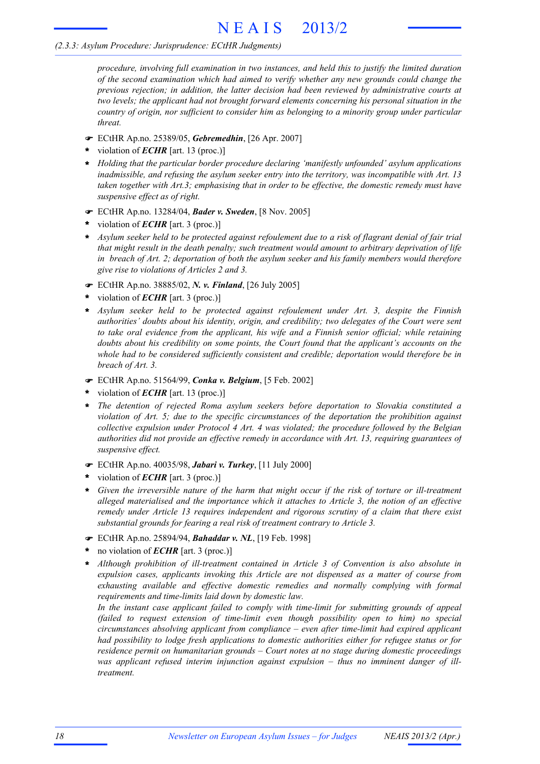*procedure, involving full examination in two instances, and held this to justify the limited duration of the second examination which had aimed to verify whether any new grounds could change the previous rejection; in addition, the latter decision had been reviewed by administrative courts at two levels; the applicant had not brought forward elements concerning his personal situation in the country of origin, nor sufficient to consider him as belonging to a minority group under particular threat.*

- ☛ ECtHR Ap.no. 25389/05, ***Gebremedhin***, [26 Apr. 2007]
- \* violation of ***ECHR*** [art. 13 (proc.)]
- \* *Holding that the particular border procedure declaring 'manifestly unfounded' asylum applications inadmissible, and refusing the asylum seeker entry into the territory, was incompatible with Art. 13 taken together with Art.3; emphasising that in order to be effective, the domestic remedy must have suspensive effect as of right.*

- ☛ ECtHR Ap.no. 13284/04, ***Bader v. Sweden***, [8 Nov. 2005]
- \* violation of ***ECHR*** [art. 3 (proc.)]
- \* *Asylum seeker held to be protected against refoulement due to a risk of flagrant denial of fair trial that might result in the death penalty; such treatment would amount to arbitrary deprivation of life in breach of Art. 2; deportation of both the asylum seeker and his family members would therefore give rise to violations of Articles 2 and 3.*

- ☛ ECtHR Ap.no. 38885/02, ***N. v. Finland***, [26 July 2005]
- \* violation of ***ECHR*** [art. 3 (proc.)]
- \* *Asylum seeker held to be protected against refoulement under Art. 3, despite the Finnish authorities' doubts about his identity, origin, and credibility; two delegates of the Court were sent to take oral evidence from the applicant, his wife and a Finnish senior official; while retaining doubts about his credibility on some points, the Court found that the applicant's accounts on the whole had to be considered sufficiently consistent and credible; deportation would therefore be in breach of Art. 3.*

- ☛ ECtHR Ap.no. 51564/99, ***Conka v. Belgium***, [5 Feb. 2002]
- \* violation of ***ECHR*** [art. 13 (proc.)]
- \* *The detention of rejected Roma asylum seekers before deportation to Slovakia constituted a violation of Art. 5; due to the specific circumstances of the deportation the prohibition against collective expulsion under Protocol 4 Art. 4 was violated; the procedure followed by the Belgian authorities did not provide an effective remedy in accordance with Art. 13, requiring guarantees of suspensive effect.*

- ☛ ECtHR Ap.no. 40035/98, ***Jabari v. Turkey***, [11 July 2000]
- \* violation of ***ECHR*** [art. 3 (proc.)]
- \* *Given the irreversible nature of the harm that might occur if the risk of torture or ill-treatment alleged materialised and the importance which it attaches to Article 3, the notion of an effective remedy under Article 13 requires independent and rigorous scrutiny of a claim that there exist substantial grounds for fearing a real risk of treatment contrary to Article 3.*

- ☛ ECtHR Ap.no. 25894/94, ***Bahaddar v. NL***, [19 Feb. 1998]
- \* no violation of ***ECHR*** [art. 3 (proc.)]
- \* *Although prohibition of ill-treatment contained in Article 3 of Convention is also absolute in expulsion cases, applicants invoking this Article are not dispensed as a matter of course from exhausting available and effective domestic remedies and normally complying with formal requirements and time-limits laid down by domestic law.*
  *In the instant case applicant failed to comply with time-limit for submitting grounds of appeal (failed to request extension of time-limit even though possibility open to him) no special circumstances absolving applicant from compliance – even after time-limit had expired applicant had possibility to lodge fresh applications to domestic authorities either for refugee status or for residence permit on humanitarian grounds – Court notes at no stage during domestic proceedings was applicant refused interim injunction against expulsion – thus no imminent danger of ill-treatment.*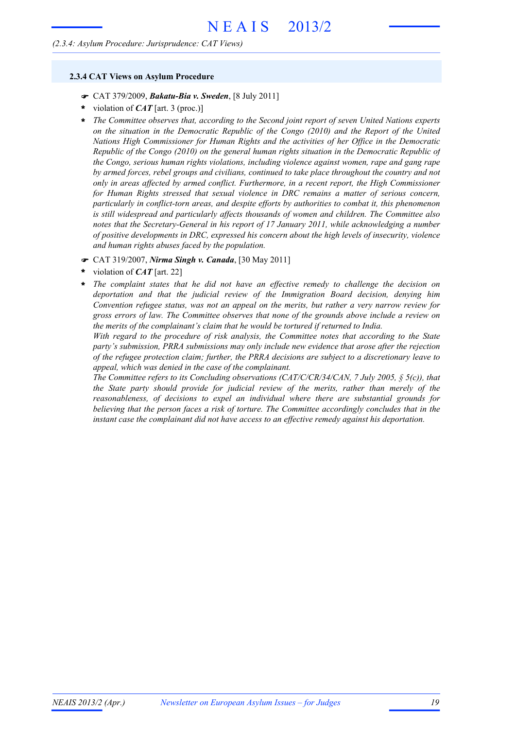### 2.3.4 CAT Views on Asylum Procedure

- ☛ CAT 379/2009, ***Bakatu-Bia v. Sweden***, [8 July 2011]
- \* violation of ***CAT*** [art. 3 (proc.)]
- \* *The Committee observes that, according to the Second joint report of seven United Nations experts on the situation in the Democratic Republic of the Congo (2010) and the Report of the United Nations High Commissioner for Human Rights and the activities of her Office in the Democratic Republic of the Congo (2010) on the general human rights situation in the Democratic Republic of the Congo, serious human rights violations, including violence against women, rape and gang rape by armed forces, rebel groups and civilians, continued to take place throughout the country and not only in areas affected by armed conflict. Furthermore, in a recent report, the High Commissioner for Human Rights stressed that sexual violence in DRC remains a matter of serious concern, particularly in conflict-torn areas, and despite efforts by authorities to combat it, this phenomenon is still widespread and particularly affects thousands of women and children. The Committee also notes that the Secretary-General in his report of 17 January 2011, while acknowledging a number of positive developments in DRC, expressed his concern about the high levels of insecurity, violence and human rights abuses faced by the population.*

- ☛ CAT 319/2007, ***Nirma Singh v. Canada***, [30 May 2011]
- \* violation of ***CAT*** [art. 22]
- \* *The complaint states that he did not have an effective remedy to challenge the decision on deportation and that the judicial review of the Immigration Board decision, denying him Convention refugee status, was not an appeal on the merits, but rather a very narrow review for gross errors of law. The Committee observes that none of the grounds above include a review on the merits of the complainant's claim that he would be tortured if returned to India.*
  *With regard to the procedure of risk analysis, the Committee notes that according to the State party's submission, PRRA submissions may only include new evidence that arose after the rejection of the refugee protection claim; further, the PRRA decisions are subject to a discretionary leave to appeal, which was denied in the case of the complainant.*
  *The Committee refers to its Concluding observations (CAT/C/CR/34/CAN, 7 July 2005, § 5(c)), that the State party should provide for judicial review of the merits, rather than merely of the reasonableness, of decisions to expel an individual where there are substantial grounds for believing that the person faces a risk of torture. The Committee accordingly concludes that in the instant case the complainant did not have access to an effective remedy against his deportation.*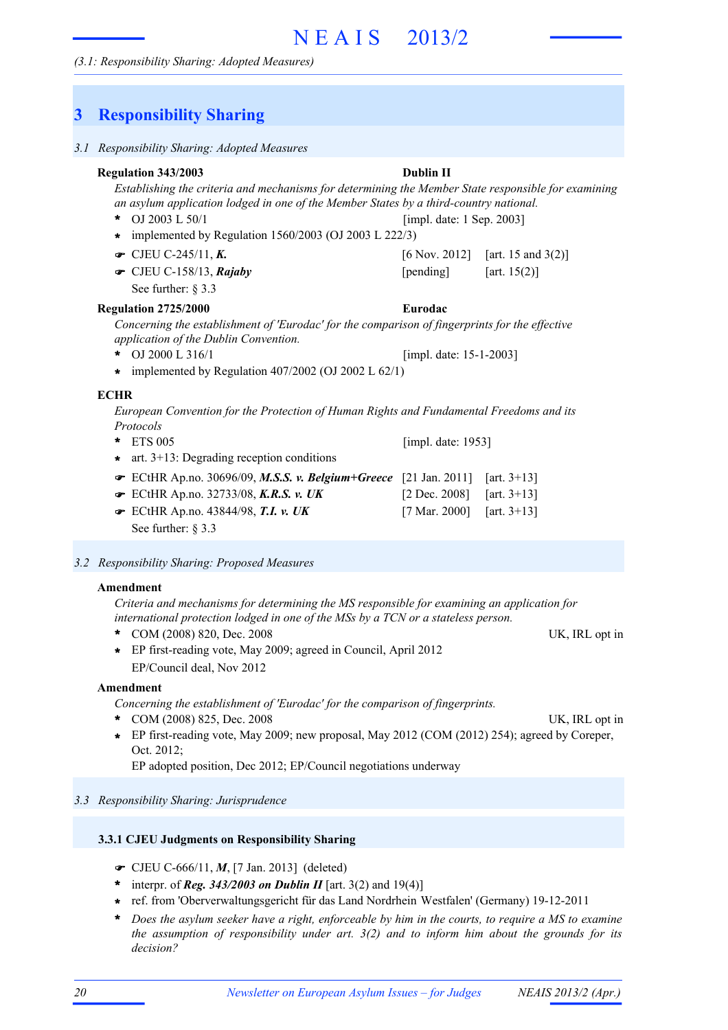# 3 Responsibility Sharing

## 3.1 Responsibility Sharing: Adopted Measures

**Regulation 343/2003** — **Dublin II**

*Establishing the criteria and mechanisms for determining the Member State responsible for examining an asylum application lodged in one of the Member States by a third-country national.*

- OJ 2003 L 50/1 — [impl. date: 1 Sep. 2003]
- implemented by Regulation 1560/2003 (OJ 2003 L 222/3)
- ☞ CJEU C-245/11, ***K.*** — [6 Nov. 2012] — [art. 15 and 3(2)]
- ☞ CJEU C-158/13, ***Rajaby*** — [pending] — [art. 15(2)]

See further: § 3.3

**Regulation 2725/2000** — **Eurodac**

*Concerning the establishment of 'Eurodac' for the comparison of fingerprints for the effective application of the Dublin Convention.*

- OJ 2000 L 316/1 — [impl. date: 15-1-2003]
- implemented by Regulation 407/2002 (OJ 2002 L 62/1)

**ECHR**

*European Convention for the Protection of Human Rights and Fundamental Freedoms and its Protocols*

- ETS 005 — [impl. date: 1953]
- art. 3+13: Degrading reception conditions
- ☞ ECtHR Ap.no. 30696/09, ***M.S.S. v. Belgium+Greece*** — [21 Jan. 2011] — [art. 3+13]
- ☞ ECtHR Ap.no. 32733/08, ***K.R.S. v. UK*** — [2 Dec. 2008] — [art. 3+13]
- ☞ ECtHR Ap.no. 43844/98, ***T.I. v. UK*** — [7 Mar. 2000] — [art. 3+13]

See further: § 3.3

## 3.2 Responsibility Sharing: Proposed Measures

**Amendment**

*Criteria and mechanisms for determining the MS responsible for examining an application for international protection lodged in one of the MSs by a TCN or a stateless person.*

- COM (2008) 820, Dec. 2008 — UK, IRL opt in
- EP first-reading vote, May 2009; agreed in Council, April 2012

  EP/Council deal, Nov 2012

**Amendment**

*Concerning the establishment of 'Eurodac' for the comparison of fingerprints.*

- COM (2008) 825, Dec. 2008 — UK, IRL opt in
- EP first-reading vote, May 2009; new proposal, May 2012 (COM (2012) 254); agreed by Coreper, Oct. 2012;

  EP adopted position, Dec 2012; EP/Council negotiations underway

## 3.3 Responsibility Sharing: Jurisprudence

### 3.3.1 CJEU Judgments on Responsibility Sharing

- ☞ CJEU C-666/11, ***M***, [7 Jan. 2013] (deleted)
- interpr. of ***Reg. 343/2003 on Dublin II*** [art. 3(2) and 19(4)]
- ref. from 'Oberverwaltungsgericht für das Land Nordrhein Westfalen' (Germany) 19-12-2011
- *Does the asylum seeker have a right, enforceable by him in the courts, to require a MS to examine the assumption of responsibility under art. 3(2) and to inform him about the grounds for its decision?*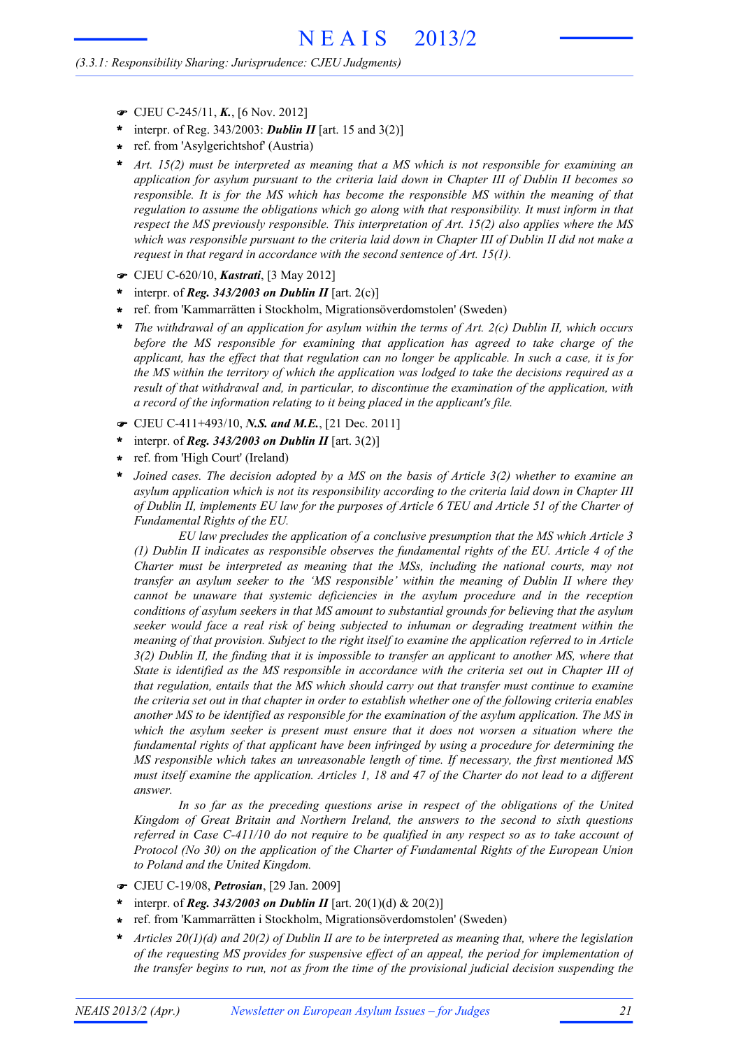- ☛ CJEU C-245/11, ***K.***, [6 Nov. 2012]
- \* interpr. of Reg. 343/2003: ***Dublin II*** [art. 15 and 3(2)]
- \* ref. from 'Asylgerichtshof' (Austria)
- \* *Art. 15(2) must be interpreted as meaning that a MS which is not responsible for examining an application for asylum pursuant to the criteria laid down in Chapter III of Dublin II becomes so responsible. It is for the MS which has become the responsible MS within the meaning of that regulation to assume the obligations which go along with that responsibility. It must inform in that respect the MS previously responsible. This interpretation of Art. 15(2) also applies where the MS which was responsible pursuant to the criteria laid down in Chapter III of Dublin II did not make a request in that regard in accordance with the second sentence of Art. 15(1).*

- ☛ CJEU C-620/10, ***Kastrati***, [3 May 2012]
- \* interpr. of ***Reg. 343/2003 on Dublin II*** [art. 2(c)]
- \* ref. from 'Kammarrätten i Stockholm, Migrationsöverdomstolen' (Sweden)
- \* *The withdrawal of an application for asylum within the terms of Art. 2(c) Dublin II, which occurs before the MS responsible for examining that application has agreed to take charge of the applicant, has the effect that that regulation can no longer be applicable. In such a case, it is for the MS within the territory of which the application was lodged to take the decisions required as a result of that withdrawal and, in particular, to discontinue the examination of the application, with a record of the information relating to it being placed in the applicant's file.*

- ☛ CJEU C-411+493/10, ***N.S. and M.E.***, [21 Dec. 2011]
- \* interpr. of ***Reg. 343/2003 on Dublin II*** [art. 3(2)]
- \* ref. from 'High Court' (Ireland)
- \* *Joined cases. The decision adopted by a MS on the basis of Article 3(2) whether to examine an asylum application which is not its responsibility according to the criteria laid down in Chapter III of Dublin II, implements EU law for the purposes of Article 6 TEU and Article 51 of the Charter of Fundamental Rights of the EU.*

  *EU law precludes the application of a conclusive presumption that the MS which Article 3 (1) Dublin II indicates as responsible observes the fundamental rights of the EU. Article 4 of the Charter must be interpreted as meaning that the MSs, including the national courts, may not transfer an asylum seeker to the 'MS responsible' within the meaning of Dublin II where they cannot be unaware that systemic deficiencies in the asylum procedure and in the reception conditions of asylum seekers in that MS amount to substantial grounds for believing that the asylum seeker would face a real risk of being subjected to inhuman or degrading treatment within the meaning of that provision. Subject to the right itself to examine the application referred to in Article 3(2) Dublin II, the finding that it is impossible to transfer an applicant to another MS, where that State is identified as the MS responsible in accordance with the criteria set out in Chapter III of that regulation, entails that the MS which should carry out that transfer must continue to examine the criteria set out in that chapter in order to establish whether one of the following criteria enables another MS to be identified as responsible for the examination of the asylum application. The MS in which the asylum seeker is present must ensure that it does not worsen a situation where the fundamental rights of that applicant have been infringed by using a procedure for determining the MS responsible which takes an unreasonable length of time. If necessary, the first mentioned MS must itself examine the application. Articles 1, 18 and 47 of the Charter do not lead to a different answer.*

  *In so far as the preceding questions arise in respect of the obligations of the United Kingdom of Great Britain and Northern Ireland, the answers to the second to sixth questions referred in Case C-411/10 do not require to be qualified in any respect so as to take account of Protocol (No 30) on the application of the Charter of Fundamental Rights of the European Union to Poland and the United Kingdom.*

- ☛ CJEU C-19/08, ***Petrosian***, [29 Jan. 2009]
- \* interpr. of ***Reg. 343/2003 on Dublin II*** [art. 20(1)(d) & 20(2)]
- \* ref. from 'Kammarrätten i Stockholm, Migrationsöverdomstolen' (Sweden)
- \* *Articles 20(1)(d) and 20(2) of Dublin II are to be interpreted as meaning that, where the legislation of the requesting MS provides for suspensive effect of an appeal, the period for implementation of the transfer begins to run, not as from the time of the provisional judicial decision suspending the*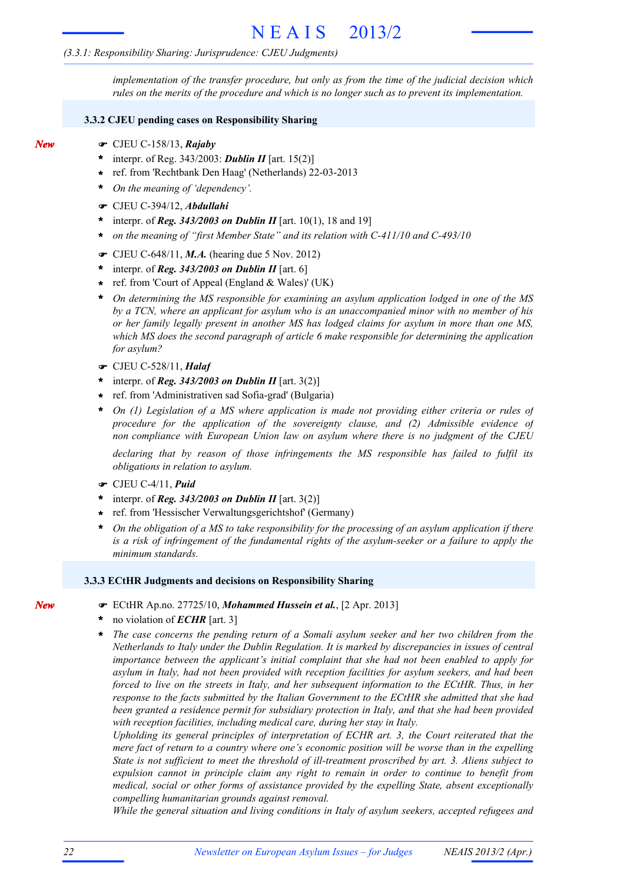*implementation of the transfer procedure, but only as from the time of the judicial decision which rules on the merits of the procedure and which is no longer such as to prevent its implementation.*

### 3.3.2 CJEU pending cases on Responsibility Sharing

*New*

☛ CJEU C-158/13, ***Rajaby***

- interpr. of Reg. 343/2003: ***Dublin II*** [art. 15(2)]
- ref. from 'Rechtbank Den Haag' (Netherlands) 22-03-2013
- *On the meaning of 'dependency'.*

☛ CJEU C-394/12, ***Abdullahi***

- interpr. of ***Reg. 343/2003 on Dublin II*** [art. 10(1), 18 and 19]
- *on the meaning of "first Member State" and its relation with C-411/10 and C-493/10*

☛ CJEU C-648/11, ***M.A.*** (hearing due 5 Nov. 2012)

- interpr. of ***Reg. 343/2003 on Dublin II*** [art. 6]
- ref. from 'Court of Appeal (England & Wales)' (UK)
- *On determining the MS responsible for examining an asylum application lodged in one of the MS by a TCN, where an applicant for asylum who is an unaccompanied minor with no member of his or her family legally present in another MS has lodged claims for asylum in more than one MS, which MS does the second paragraph of article 6 make responsible for determining the application for asylum?*

☛ CJEU C-528/11, ***Halaf***

- interpr. of ***Reg. 343/2003 on Dublin II*** [art. 3(2)]
- ref. from 'Administrativen sad Sofia-grad' (Bulgaria)
- *On (1) Legislation of a MS where application is made not providing either criteria or rules of procedure for the application of the sovereignty clause, and (2) Admissible evidence of non compliance with European Union law on asylum where there is no judgment of the CJEU declaring that by reason of those infringements the MS responsible has failed to fulfil its obligations in relation to asylum.*

☛ CJEU C-4/11, ***Puid***

- interpr. of ***Reg. 343/2003 on Dublin II*** [art. 3(2)]
- ref. from 'Hessischer Verwaltungsgerichtshof' (Germany)
- *On the obligation of a MS to take responsibility for the processing of an asylum application if there is a risk of infringement of the fundamental rights of the asylum-seeker or a failure to apply the minimum standards.*

### 3.3.3 ECtHR Judgments and decisions on Responsibility Sharing

*New*

☛ ECtHR Ap.no. 27725/10, ***Mohammed Hussein et al.***, [2 Apr. 2013]

- no violation of ***ECHR*** [art. 3]
- *The case concerns the pending return of a Somali asylum seeker and her two children from the Netherlands to Italy under the Dublin Regulation. It is marked by discrepancies in issues of central importance between the applicant's initial complaint that she had not been enabled to apply for asylum in Italy, had not been provided with reception facilities for asylum seekers, and had been forced to live on the streets in Italy, and her subsequent information to the ECtHR. Thus, in her response to the facts submitted by the Italian Government to the ECtHR she admitted that she had been granted a residence permit for subsidiary protection in Italy, and that she had been provided with reception facilities, including medical care, during her stay in Italy.*
  *Upholding its general principles of interpretation of ECHR art. 3, the Court reiterated that the mere fact of return to a country where one's economic position will be worse than in the expelling State is not sufficient to meet the threshold of ill-treatment proscribed by art. 3. Aliens subject to expulsion cannot in principle claim any right to remain in order to continue to benefit from medical, social or other forms of assistance provided by the expelling State, absent exceptionally compelling humanitarian grounds against removal.*
  *While the general situation and living conditions in Italy of asylum seekers, accepted refugees and*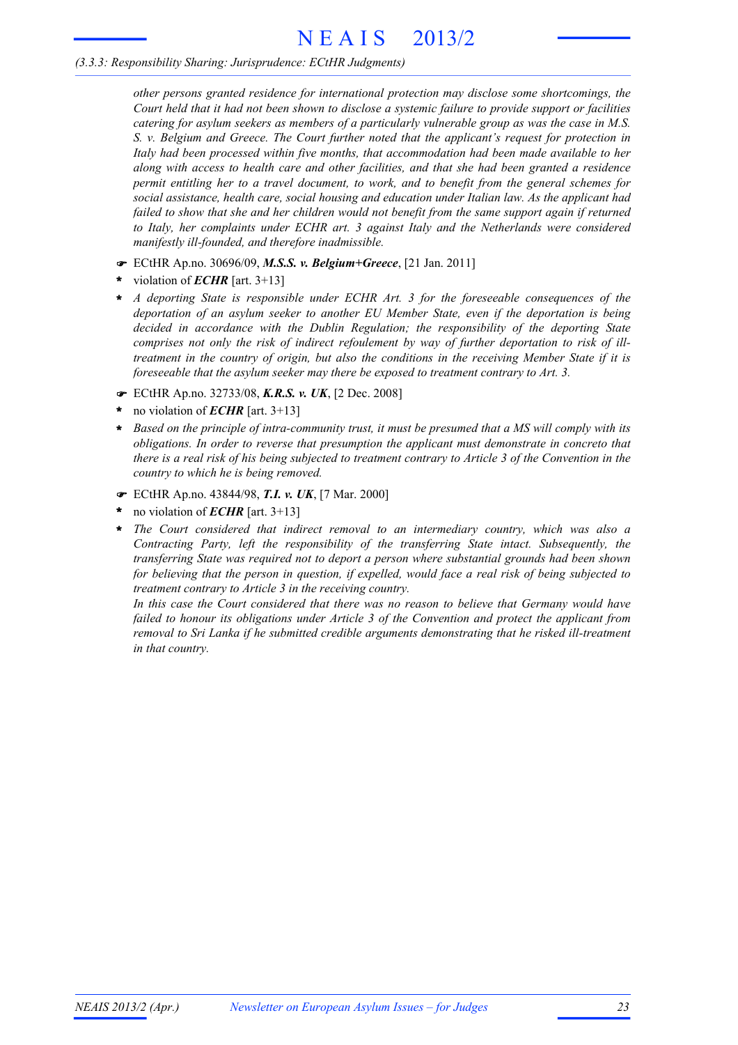*other persons granted residence for international protection may disclose some shortcomings, the Court held that it had not been shown to disclose a systemic failure to provide support or facilities catering for asylum seekers as members of a particularly vulnerable group as was the case in M.S. S. v. Belgium and Greece. The Court further noted that the applicant's request for protection in Italy had been processed within five months, that accommodation had been made available to her along with access to health care and other facilities, and that she had been granted a residence permit entitling her to a travel document, to work, and to benefit from the general schemes for social assistance, health care, social housing and education under Italian law. As the applicant had failed to show that she and her children would not benefit from the same support again if returned to Italy, her complaints under ECHR art. 3 against Italy and the Netherlands were considered manifestly ill-founded, and therefore inadmissible.*

☛ ECtHR Ap.no. 30696/09, ***M.S.S. v. Belgium+Greece***, [21 Jan. 2011]

* violation of ***ECHR*** [art. 3+13]
* *A deporting State is responsible under ECHR Art. 3 for the foreseeable consequences of the deportation of an asylum seeker to another EU Member State, even if the deportation is being decided in accordance with the Dublin Regulation; the responsibility of the deporting State comprises not only the risk of indirect refoulement by way of further deportation to risk of ill-treatment in the country of origin, but also the conditions in the receiving Member State if it is foreseeable that the asylum seeker may there be exposed to treatment contrary to Art. 3.*

☛ ECtHR Ap.no. 32733/08, ***K.R.S. v. UK***, [2 Dec. 2008]

* no violation of ***ECHR*** [art. 3+13]
* *Based on the principle of intra-community trust, it must be presumed that a MS will comply with its obligations. In order to reverse that presumption the applicant must demonstrate in concreto that there is a real risk of his being subjected to treatment contrary to Article 3 of the Convention in the country to which he is being removed.*

☛ ECtHR Ap.no. 43844/98, ***T.I. v. UK***, [7 Mar. 2000]

* no violation of ***ECHR*** [art. 3+13]
* *The Court considered that indirect removal to an intermediary country, which was also a Contracting Party, left the responsibility of the transferring State intact. Subsequently, the transferring State was required not to deport a person where substantial grounds had been shown for believing that the person in question, if expelled, would face a real risk of being subjected to treatment contrary to Article 3 in the receiving country.*
  *In this case the Court considered that there was no reason to believe that Germany would have failed to honour its obligations under Article 3 of the Convention and protect the applicant from removal to Sri Lanka if he submitted credible arguments demonstrating that he risked ill-treatment in that country.*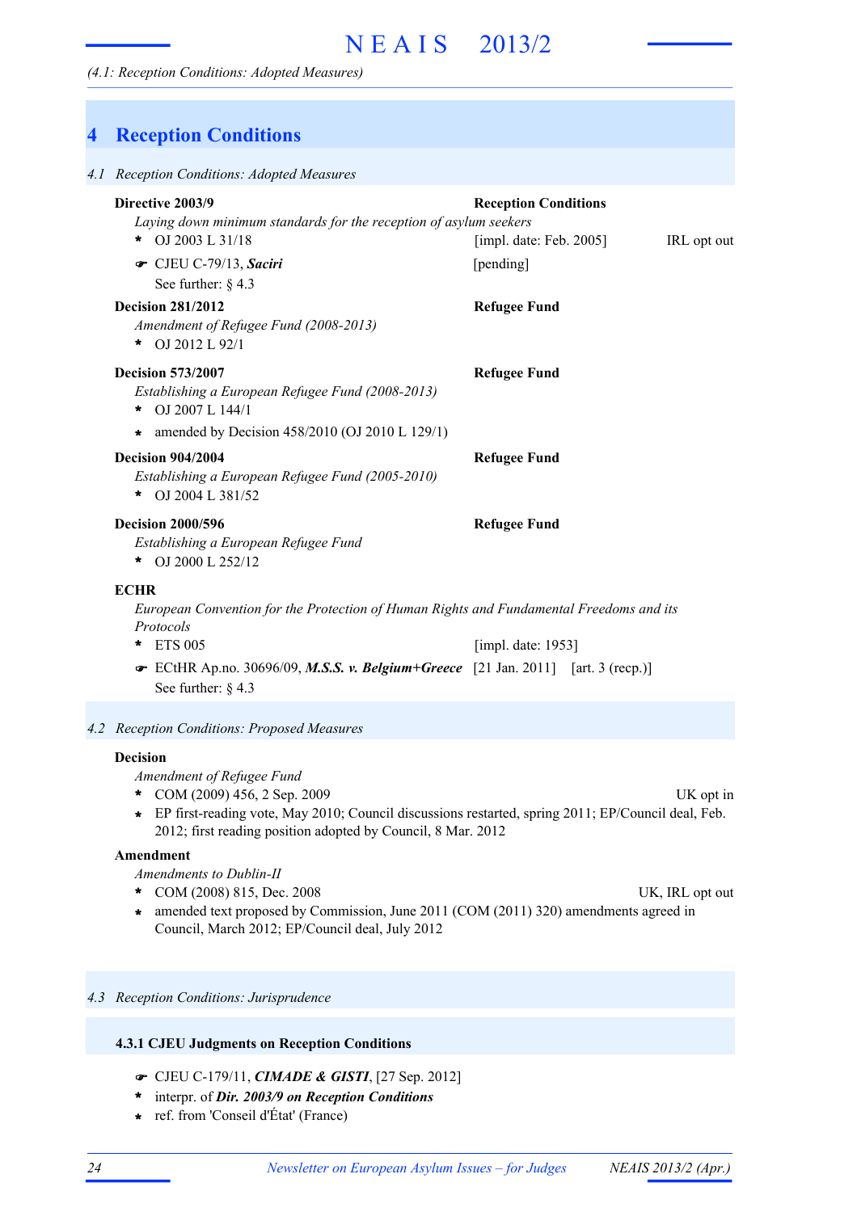# 4 Reception Conditions

## 4.1 Reception Conditions: Adopted Measures

**Directive 2003/9** — **Reception Conditions**

*Laying down minimum standards for the reception of asylum seekers*

- OJ 2003 L 31/18 — [impl. date: Feb. 2005] — IRL opt out
- ☛ CJEU C-79/13, ***Saciri*** — [pending]

  See further: § 4.3

**Decision 281/2012** — **Refugee Fund**

*Amendment of Refugee Fund (2008-2013)*

- OJ 2012 L 92/1

**Decision 573/2007** — **Refugee Fund**

*Establishing a European Refugee Fund (2008-2013)*

- OJ 2007 L 144/1
- amended by Decision 458/2010 (OJ 2010 L 129/1)

**Decision 904/2004** — **Refugee Fund**

*Establishing a European Refugee Fund (2005-2010)*

- OJ 2004 L 381/52

**Decision 2000/596** — **Refugee Fund**

*Establishing a European Refugee Fund*

- OJ 2000 L 252/12

**ECHR**

*European Convention for the Protection of Human Rights and Fundamental Freedoms and its Protocols*

- ETS 005 — [impl. date: 1953]
- ☛ ECtHR Ap.no. 30696/09, ***M.S.S. v. Belgium+Greece*** — [21 Jan. 2011] — [art. 3 (recp.)]

  See further: § 4.3

## 4.2 Reception Conditions: Proposed Measures

**Decision**

*Amendment of Refugee Fund*

- COM (2009) 456, 2 Sep. 2009 — UK opt in
- EP first-reading vote, May 2010; Council discussions restarted, spring 2011; EP/Council deal, Feb. 2012; first reading position adopted by Council, 8 Mar. 2012

**Amendment**

*Amendments to Dublin-II*

- COM (2008) 815, Dec. 2008 — UK, IRL opt out
- amended text proposed by Commission, June 2011 (COM (2011) 320) amendments agreed in Council, March 2012; EP/Council deal, July 2012

## 4.3 Reception Conditions: Jurisprudence

### 4.3.1 CJEU Judgments on Reception Conditions

- ☛ CJEU C-179/11, ***CIMADE & GISTI***, [27 Sep. 2012]
- interpr. of ***Dir. 2003/9 on Reception Conditions***
- ref. from 'Conseil d'État' (France)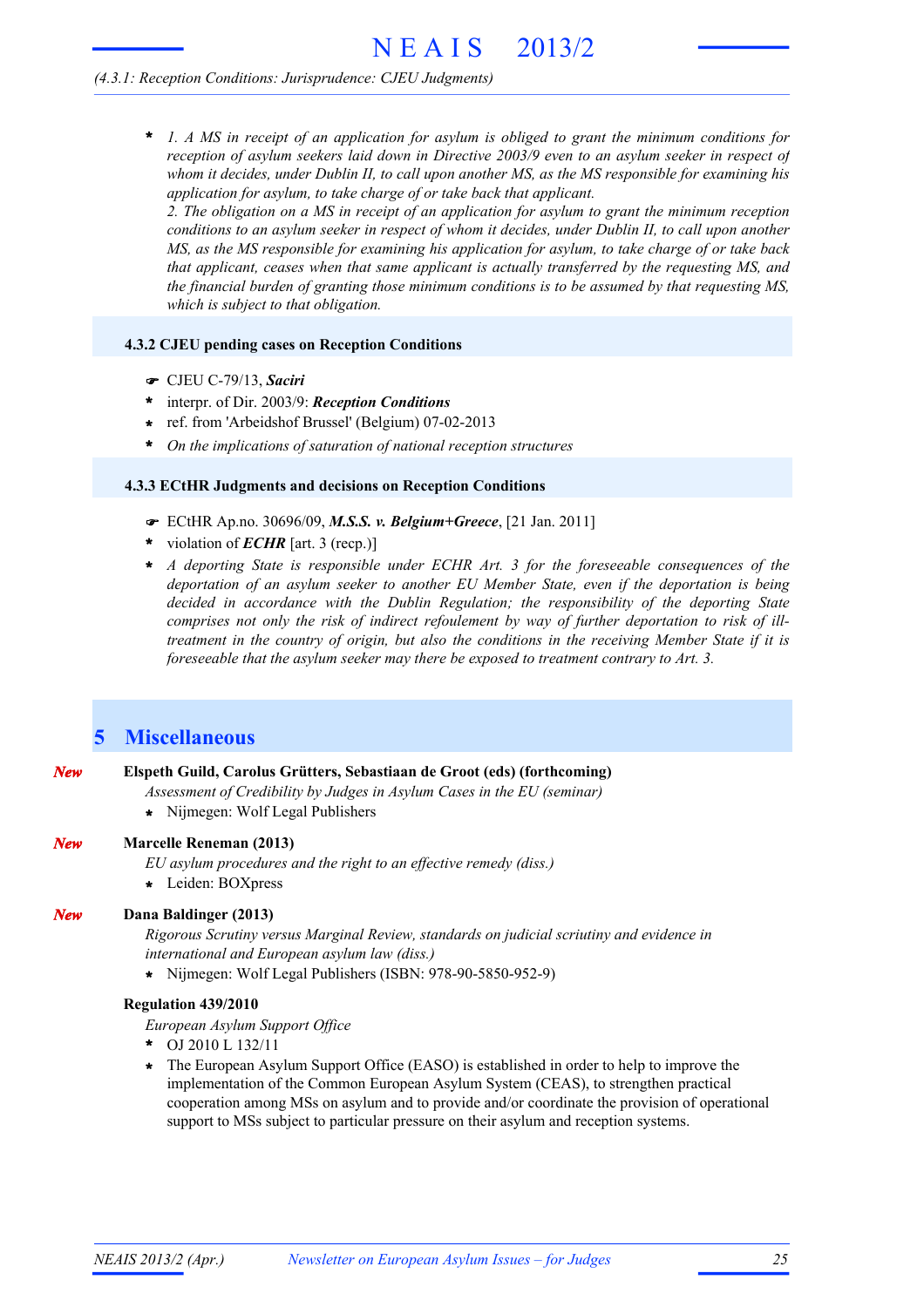- *1. A MS in receipt of an application for asylum is obliged to grant the minimum conditions for reception of asylum seekers laid down in Directive 2003/9 even to an asylum seeker in respect of whom it decides, under Dublin II, to call upon another MS, as the MS responsible for examining his application for asylum, to take charge of or take back that applicant.*
  *2. The obligation on a MS in receipt of an application for asylum to grant the minimum reception conditions to an asylum seeker in respect of whom it decides, under Dublin II, to call upon another MS, as the MS responsible for examining his application for asylum, to take charge of or take back that applicant, ceases when that same applicant is actually transferred by the requesting MS, and the financial burden of granting those minimum conditions is to be assumed by that requesting MS, which is subject to that obligation.*

### 4.3.2 CJEU pending cases on Reception Conditions

- CJEU C-79/13, ***Saciri***
- interpr. of Dir. 2003/9: ***Reception Conditions***
- ref. from 'Arbeidshof Brussel' (Belgium) 07-02-2013
- *On the implications of saturation of national reception structures*

### 4.3.3 ECtHR Judgments and decisions on Reception Conditions

- ECtHR Ap.no. 30696/09, ***M.S.S. v. Belgium+Greece***, [21 Jan. 2011]
- violation of ***ECHR*** [art. 3 (recp.)]
- *A deporting State is responsible under ECHR Art. 3 for the foreseeable consequences of the deportation of an asylum seeker to another EU Member State, even if the deportation is being decided in accordance with the Dublin Regulation; the responsibility of the deporting State comprises not only the risk of indirect refoulement by way of further deportation to risk of ill-treatment in the country of origin, but also the conditions in the receiving Member State if it is foreseeable that the asylum seeker may there be exposed to treatment contrary to Art. 3.*

## 5 Miscellaneous

*New* **Elspeth Guild, Carolus Grütters, Sebastiaan de Groot (eds) (forthcoming)**
*Assessment of Credibility by Judges in Asylum Cases in the EU (seminar)*
- Nijmegen: Wolf Legal Publishers

*New* **Marcelle Reneman (2013)**
*EU asylum procedures and the right to an effective remedy (diss.)*
- Leiden: BOXpress

*New* **Dana Baldinger (2013)**
*Rigorous Scrutiny versus Marginal Review, standards on judicial scriutiny and evidence in international and European asylum law (diss.)*
- Nijmegen: Wolf Legal Publishers (ISBN: 978-90-5850-952-9)

**Regulation 439/2010**
*European Asylum Support Office*
- OJ 2010 L 132/11
- The European Asylum Support Office (EASO) is established in order to help to improve the implementation of the Common European Asylum System (CEAS), to strengthen practical cooperation among MSs on asylum and to provide and/or coordinate the provision of operational support to MSs subject to particular pressure on their asylum and reception systems.